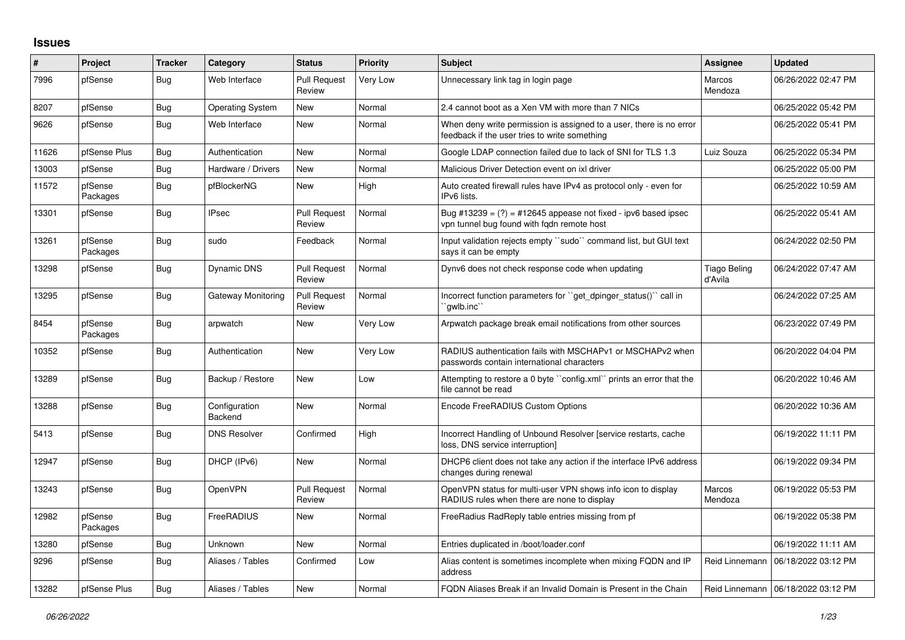## Issues

| # | Project | Tracker | Category | Status | Priority | Subject | Assignee | Updated |
|---|---|---|---|---|---|---|---|---|
| 7996 | pfSense | Bug | Web Interface | Pull Request Review | Very Low | Unnecessary link tag in login page | Marcos Mendoza | 06/26/2022 02:47 PM |
| 8207 | pfSense | Bug | Operating System | New | Normal | 2.4 cannot boot as a Xen VM with more than 7 NICs | | 06/25/2022 05:42 PM |
| 9626 | pfSense | Bug | Web Interface | New | Normal | When deny write permission is assigned to a user, there is no error feedback if the user tries to write something | | 06/25/2022 05:41 PM |
| 11626 | pfSense Plus | Bug | Authentication | New | Normal | Google LDAP connection failed due to lack of SNI for TLS 1.3 | Luiz Souza | 06/25/2022 05:34 PM |
| 13003 | pfSense | Bug | Hardware / Drivers | New | Normal | Malicious Driver Detection event on ixl driver | | 06/25/2022 05:00 PM |
| 11572 | pfSense Packages | Bug | pfBlockerNG | New | High | Auto created firewall rules have IPv4 as protocol only - even for IPv6 lists. | | 06/25/2022 10:59 AM |
| 13301 | pfSense | Bug | IPsec | Pull Request Review | Normal | Bug #13239 = (?) = #12645 appease not fixed - ipv6 based ipsec vpn tunnel bug found with fqdn remote host | | 06/25/2022 05:41 AM |
| 13261 | pfSense Packages | Bug | sudo | Feedback | Normal | Input validation rejects empty ``sudo`` command list, but GUI text says it can be empty | | 06/24/2022 02:50 PM |
| 13298 | pfSense | Bug | Dynamic DNS | Pull Request Review | Normal | Dynv6 does not check response code when updating | Tiago Beling d'Avila | 06/24/2022 07:47 AM |
| 13295 | pfSense | Bug | Gateway Monitoring | Pull Request Review | Normal | Incorrect function parameters for ``get_dpinger_status()`` call in ``gwlb.inc`` | | 06/24/2022 07:25 AM |
| 8454 | pfSense Packages | Bug | arpwatch | New | Very Low | Arpwatch package break email notifications from other sources | | 06/23/2022 07:49 PM |
| 10352 | pfSense | Bug | Authentication | New | Very Low | RADIUS authentication fails with MSCHAPv1 or MSCHAPv2 when passwords contain international characters | | 06/20/2022 04:04 PM |
| 13289 | pfSense | Bug | Backup / Restore | New | Low | Attempting to restore a 0 byte ``config.xml`` prints an error that the file cannot be read | | 06/20/2022 10:46 AM |
| 13288 | pfSense | Bug | Configuration Backend | New | Normal | Encode FreeRADIUS Custom Options | | 06/20/2022 10:36 AM |
| 5413 | pfSense | Bug | DNS Resolver | Confirmed | High | Incorrect Handling of Unbound Resolver [service restarts, cache loss, DNS service interruption] | | 06/19/2022 11:11 PM |
| 12947 | pfSense | Bug | DHCP (IPv6) | New | Normal | DHCP6 client does not take any action if the interface IPv6 address changes during renewal | | 06/19/2022 09:34 PM |
| 13243 | pfSense | Bug | OpenVPN | Pull Request Review | Normal | OpenVPN status for multi-user VPN shows info icon to display RADIUS rules when there are none to display | Marcos Mendoza | 06/19/2022 05:53 PM |
| 12982 | pfSense Packages | Bug | FreeRADIUS | New | Normal | FreeRadius RadReply table entries missing from pf | | 06/19/2022 05:38 PM |
| 13280 | pfSense | Bug | Unknown | New | Normal | Entries duplicated in /boot/loader.conf | | 06/19/2022 11:11 AM |
| 9296 | pfSense | Bug | Aliases / Tables | Confirmed | Low | Alias content is sometimes incomplete when mixing FQDN and IP address | Reid Linnemann | 06/18/2022 03:12 PM |
| 13282 | pfSense Plus | Bug | Aliases / Tables | New | Normal | FQDN Aliases Break if an Invalid Domain is Present in the Chain | Reid Linnemann | 06/18/2022 03:12 PM |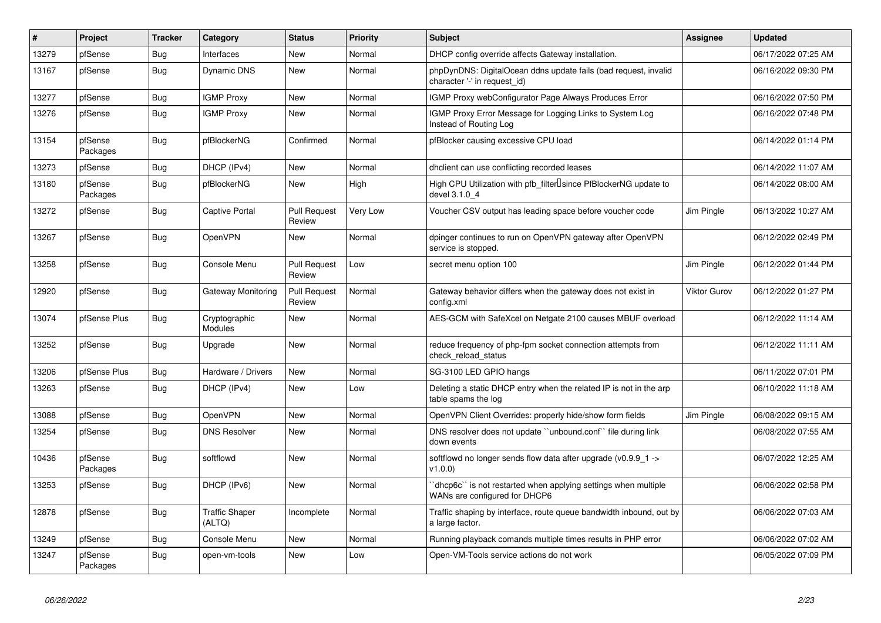| # | Project | Tracker | Category | Status | Priority | Subject | Assignee | Updated |
|---|---|---|---|---|---|---|---|---|
| 13279 | pfSense | Bug | Interfaces | New | Normal | DHCP config override affects Gateway installation. | | 06/17/2022 07:25 AM |
| 13167 | pfSense | Bug | Dynamic DNS | New | Normal | phpDynDNS: DigitalOcean ddns update fails (bad request, invalid character '-' in request_id) | | 06/16/2022 09:30 PM |
| 13277 | pfSense | Bug | IGMP Proxy | New | Normal | IGMP Proxy webConfigurator Page Always Produces Error | | 06/16/2022 07:50 PM |
| 13276 | pfSense | Bug | IGMP Proxy | New | Normal | IGMP Proxy Error Message for Logging Links to System Log Instead of Routing Log | | 06/16/2022 07:48 PM |
| 13154 | pfSense Packages | Bug | pfBlockerNG | Confirmed | Normal | pfBlocker causing excessive CPU load | | 06/14/2022 01:14 PM |
| 13273 | pfSense | Bug | DHCP (IPv4) | New | Normal | dhclient can use conflicting recorded leases | | 06/14/2022 11:07 AM |
| 13180 | pfSense Packages | Bug | pfBlockerNG | New | High | High CPU Utilization with pfb_filter since PfBlockerNG update to devel 3.1.0_4 | | 06/14/2022 08:00 AM |
| 13272 | pfSense | Bug | Captive Portal | Pull Request Review | Very Low | Voucher CSV output has leading space before voucher code | Jim Pingle | 06/13/2022 10:27 AM |
| 13267 | pfSense | Bug | OpenVPN | New | Normal | dpinger continues to run on OpenVPN gateway after OpenVPN service is stopped. | | 06/12/2022 02:49 PM |
| 13258 | pfSense | Bug | Console Menu | Pull Request Review | Low | secret menu option 100 | Jim Pingle | 06/12/2022 01:44 PM |
| 12920 | pfSense | Bug | Gateway Monitoring | Pull Request Review | Normal | Gateway behavior differs when the gateway does not exist in config.xml | Viktor Gurov | 06/12/2022 01:27 PM |
| 13074 | pfSense Plus | Bug | Cryptographic Modules | New | Normal | AES-GCM with SafeXcel on Netgate 2100 causes MBUF overload | | 06/12/2022 11:14 AM |
| 13252 | pfSense | Bug | Upgrade | New | Normal | reduce frequency of php-fpm socket connection attempts from check_reload_status | | 06/12/2022 11:11 AM |
| 13206 | pfSense Plus | Bug | Hardware / Drivers | New | Normal | SG-3100 LED GPIO hangs | | 06/11/2022 07:01 PM |
| 13263 | pfSense | Bug | DHCP (IPv4) | New | Low | Deleting a static DHCP entry when the related IP is not in the arp table spams the log | | 06/10/2022 11:18 AM |
| 13088 | pfSense | Bug | OpenVPN | New | Normal | OpenVPN Client Overrides: properly hide/show form fields | Jim Pingle | 06/08/2022 09:15 AM |
| 13254 | pfSense | Bug | DNS Resolver | New | Normal | DNS resolver does not update ``unbound.conf`` file during link down events | | 06/08/2022 07:55 AM |
| 10436 | pfSense Packages | Bug | softflowd | New | Normal | softflowd no longer sends flow data after upgrade (v0.9.9_1 -> v1.0.0) | | 06/07/2022 12:25 AM |
| 13253 | pfSense | Bug | DHCP (IPv6) | New | Normal | ``dhcp6c`` is not restarted when applying settings when multiple WANs are configured for DHCP6 | | 06/06/2022 02:58 PM |
| 12878 | pfSense | Bug | Traffic Shaper (ALTQ) | Incomplete | Normal | Traffic shaping by interface, route queue bandwidth inbound, out by a large factor. | | 06/06/2022 07:03 AM |
| 13249 | pfSense | Bug | Console Menu | New | Normal | Running playback comands multiple times results in PHP error | | 06/06/2022 07:02 AM |
| 13247 | pfSense Packages | Bug | open-vm-tools | New | Low | Open-VM-Tools service actions do not work | | 06/05/2022 07:09 PM |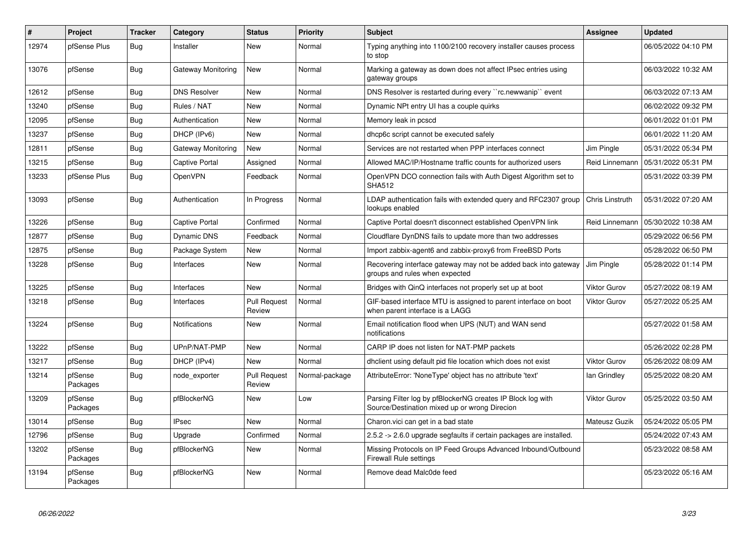| # | Project | Tracker | Category | Status | Priority | Subject | Assignee | Updated |
|---|---|---|---|---|---|---|---|---|
| 12974 | pfSense Plus | Bug | Installer | New | Normal | Typing anything into 1100/2100 recovery installer causes process to stop | | 06/05/2022 04:10 PM |
| 13076 | pfSense | Bug | Gateway Monitoring | New | Normal | Marking a gateway as down does not affect IPsec entries using gateway groups | | 06/03/2022 10:32 AM |
| 12612 | pfSense | Bug | DNS Resolver | New | Normal | DNS Resolver is restarted during every ``rc.newwanip`` event | | 06/03/2022 07:13 AM |
| 13240 | pfSense | Bug | Rules / NAT | New | Normal | Dynamic NPt entry UI has a couple quirks | | 06/02/2022 09:32 PM |
| 12095 | pfSense | Bug | Authentication | New | Normal | Memory leak in pcscd | | 06/01/2022 01:01 PM |
| 13237 | pfSense | Bug | DHCP (IPv6) | New | Normal | dhcp6c script cannot be executed safely | | 06/01/2022 11:20 AM |
| 12811 | pfSense | Bug | Gateway Monitoring | New | Normal | Services are not restarted when PPP interfaces connect | Jim Pingle | 05/31/2022 05:34 PM |
| 13215 | pfSense | Bug | Captive Portal | Assigned | Normal | Allowed MAC/IP/Hostname traffic counts for authorized users | Reid Linnemann | 05/31/2022 05:31 PM |
| 13233 | pfSense Plus | Bug | OpenVPN | Feedback | Normal | OpenVPN DCO connection fails with Auth Digest Algorithm set to SHA512 | | 05/31/2022 03:39 PM |
| 13093 | pfSense | Bug | Authentication | In Progress | Normal | LDAP authentication fails with extended query and RFC2307 group lookups enabled | Chris Linstruth | 05/31/2022 07:20 AM |
| 13226 | pfSense | Bug | Captive Portal | Confirmed | Normal | Captive Portal doesn't disconnect established OpenVPN link | Reid Linnemann | 05/30/2022 10:38 AM |
| 12877 | pfSense | Bug | Dynamic DNS | Feedback | Normal | Cloudflare DynDNS fails to update more than two addresses | | 05/29/2022 06:56 PM |
| 12875 | pfSense | Bug | Package System | New | Normal | Import zabbix-agent6 and zabbix-proxy6 from FreeBSD Ports | | 05/28/2022 06:50 PM |
| 13228 | pfSense | Bug | Interfaces | New | Normal | Recovering interface gateway may not be added back into gateway groups and rules when expected | Jim Pingle | 05/28/2022 01:14 PM |
| 13225 | pfSense | Bug | Interfaces | New | Normal | Bridges with QinQ interfaces not properly set up at boot | Viktor Gurov | 05/27/2022 08:19 AM |
| 13218 | pfSense | Bug | Interfaces | Pull Request Review | Normal | GIF-based interface MTU is assigned to parent interface on boot when parent interface is a LAGG | Viktor Gurov | 05/27/2022 05:25 AM |
| 13224 | pfSense | Bug | Notifications | New | Normal | Email notification flood when UPS (NUT) and WAN send notifications | | 05/27/2022 01:58 AM |
| 13222 | pfSense | Bug | UPnP/NAT-PMP | New | Normal | CARP IP does not listen for NAT-PMP packets | | 05/26/2022 02:28 PM |
| 13217 | pfSense | Bug | DHCP (IPv4) | New | Normal | dhclient using default pid file location which does not exist | Viktor Gurov | 05/26/2022 08:09 AM |
| 13214 | pfSense Packages | Bug | node_exporter | Pull Request Review | Normal-package | AttributeError: 'NoneType' object has no attribute 'text' | Ian Grindley | 05/25/2022 08:20 AM |
| 13209 | pfSense Packages | Bug | pfBlockerNG | New | Low | Parsing Filter log by pfBlockerNG creates IP Block log with Source/Destination mixed up or wrong Direcion | Viktor Gurov | 05/25/2022 03:50 AM |
| 13014 | pfSense | Bug | IPsec | New | Normal | Charon.vici can get in a bad state | Mateusz Guzik | 05/24/2022 05:05 PM |
| 12796 | pfSense | Bug | Upgrade | Confirmed | Normal | 2.5.2 -> 2.6.0 upgrade segfaults if certain packages are installed. | | 05/24/2022 07:43 AM |
| 13202 | pfSense Packages | Bug | pfBlockerNG | New | Normal | Missing Protocols on IP Feed Groups Advanced Inbound/Outbound Firewall Rule settings | | 05/23/2022 08:58 AM |
| 13194 | pfSense Packages | Bug | pfBlockerNG | New | Normal | Remove dead Malc0de feed | | 05/23/2022 05:16 AM |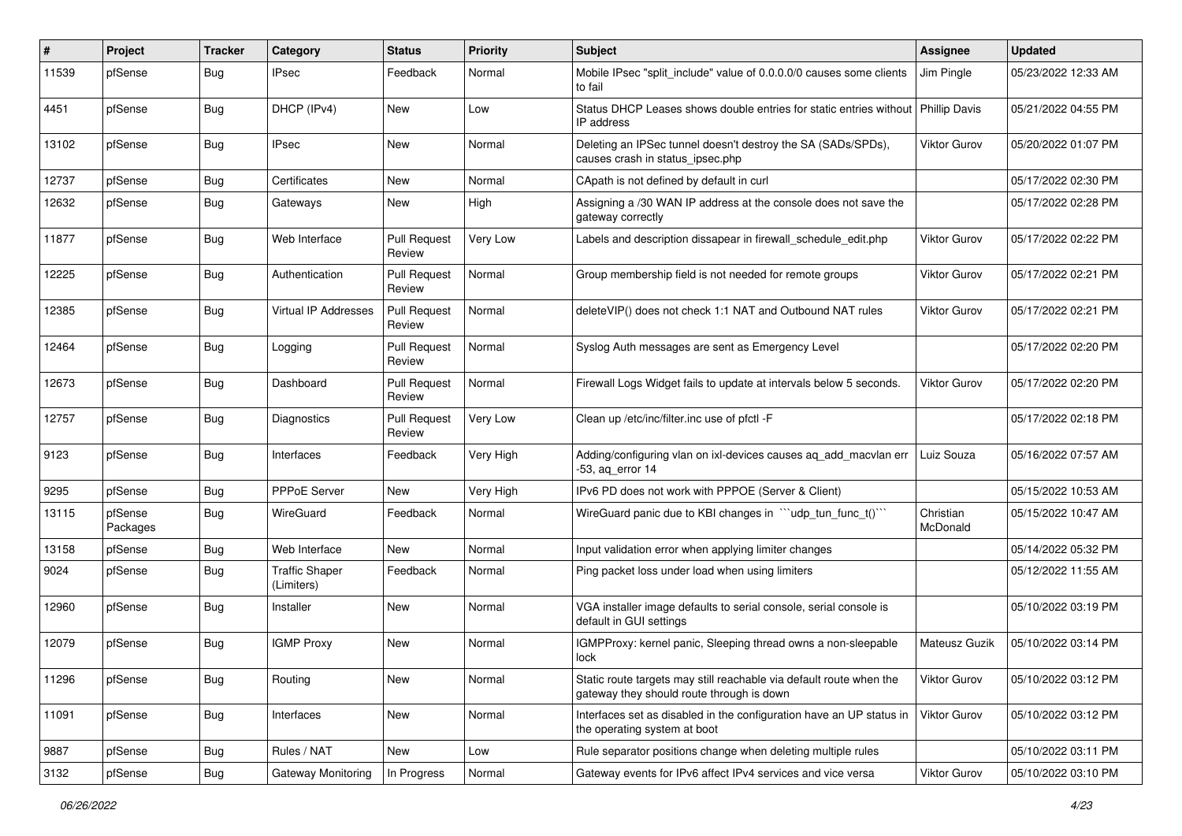| # | Project | Tracker | Category | Status | Priority | Subject | Assignee | Updated |
|---|---|---|---|---|---|---|---|---|
| 11539 | pfSense | Bug | IPsec | Feedback | Normal | Mobile IPsec "split_include" value of 0.0.0.0/0 causes some clients to fail | Jim Pingle | 05/23/2022 12:33 AM |
| 4451 | pfSense | Bug | DHCP (IPv4) | New | Low | Status DHCP Leases shows double entries for static entries without IP address | Phillip Davis | 05/21/2022 04:55 PM |
| 13102 | pfSense | Bug | IPsec | New | Normal | Deleting an IPSec tunnel doesn't destroy the SA (SADs/SPDs), causes crash in status_ipsec.php | Viktor Gurov | 05/20/2022 01:07 PM |
| 12737 | pfSense | Bug | Certificates | New | Normal | CApath is not defined by default in curl | | 05/17/2022 02:30 PM |
| 12632 | pfSense | Bug | Gateways | New | High | Assigning a /30 WAN IP address at the console does not save the gateway correctly | | 05/17/2022 02:28 PM |
| 11877 | pfSense | Bug | Web Interface | Pull Request Review | Very Low | Labels and description dissapear in firewall_schedule_edit.php | Viktor Gurov | 05/17/2022 02:22 PM |
| 12225 | pfSense | Bug | Authentication | Pull Request Review | Normal | Group membership field is not needed for remote groups | Viktor Gurov | 05/17/2022 02:21 PM |
| 12385 | pfSense | Bug | Virtual IP Addresses | Pull Request Review | Normal | deleteVIP() does not check 1:1 NAT and Outbound NAT rules | Viktor Gurov | 05/17/2022 02:21 PM |
| 12464 | pfSense | Bug | Logging | Pull Request Review | Normal | Syslog Auth messages are sent as Emergency Level | | 05/17/2022 02:20 PM |
| 12673 | pfSense | Bug | Dashboard | Pull Request Review | Normal | Firewall Logs Widget fails to update at intervals below 5 seconds. | Viktor Gurov | 05/17/2022 02:20 PM |
| 12757 | pfSense | Bug | Diagnostics | Pull Request Review | Very Low | Clean up /etc/inc/filter.inc use of pfctl -F | | 05/17/2022 02:18 PM |
| 9123 | pfSense | Bug | Interfaces | Feedback | Very High | Adding/configuring vlan on ixl-devices causes aq_add_macvlan err -53, aq_error 14 | Luiz Souza | 05/16/2022 07:57 AM |
| 9295 | pfSense | Bug | PPPoE Server | New | Very High | IPv6 PD does not work with PPPOE (Server & Client) | | 05/15/2022 10:53 AM |
| 13115 | pfSense Packages | Bug | WireGuard | Feedback | Normal | WireGuard panic due to KBI changes in ```udp_tun_func_t()``` | Christian McDonald | 05/15/2022 10:47 AM |
| 13158 | pfSense | Bug | Web Interface | New | Normal | Input validation error when applying limiter changes | | 05/14/2022 05:32 PM |
| 9024 | pfSense | Bug | Traffic Shaper (Limiters) | Feedback | Normal | Ping packet loss under load when using limiters | | 05/12/2022 11:55 AM |
| 12960 | pfSense | Bug | Installer | New | Normal | VGA installer image defaults to serial console, serial console is default in GUI settings | | 05/10/2022 03:19 PM |
| 12079 | pfSense | Bug | IGMP Proxy | New | Normal | IGMPProxy: kernel panic, Sleeping thread owns a non-sleepable lock | Mateusz Guzik | 05/10/2022 03:14 PM |
| 11296 | pfSense | Bug | Routing | New | Normal | Static route targets may still reachable via default route when the gateway they should route through is down | Viktor Gurov | 05/10/2022 03:12 PM |
| 11091 | pfSense | Bug | Interfaces | New | Normal | Interfaces set as disabled in the configuration have an UP status in the operating system at boot | Viktor Gurov | 05/10/2022 03:12 PM |
| 9887 | pfSense | Bug | Rules / NAT | New | Low | Rule separator positions change when deleting multiple rules | | 05/10/2022 03:11 PM |
| 3132 | pfSense | Bug | Gateway Monitoring | In Progress | Normal | Gateway events for IPv6 affect IPv4 services and vice versa | Viktor Gurov | 05/10/2022 03:10 PM |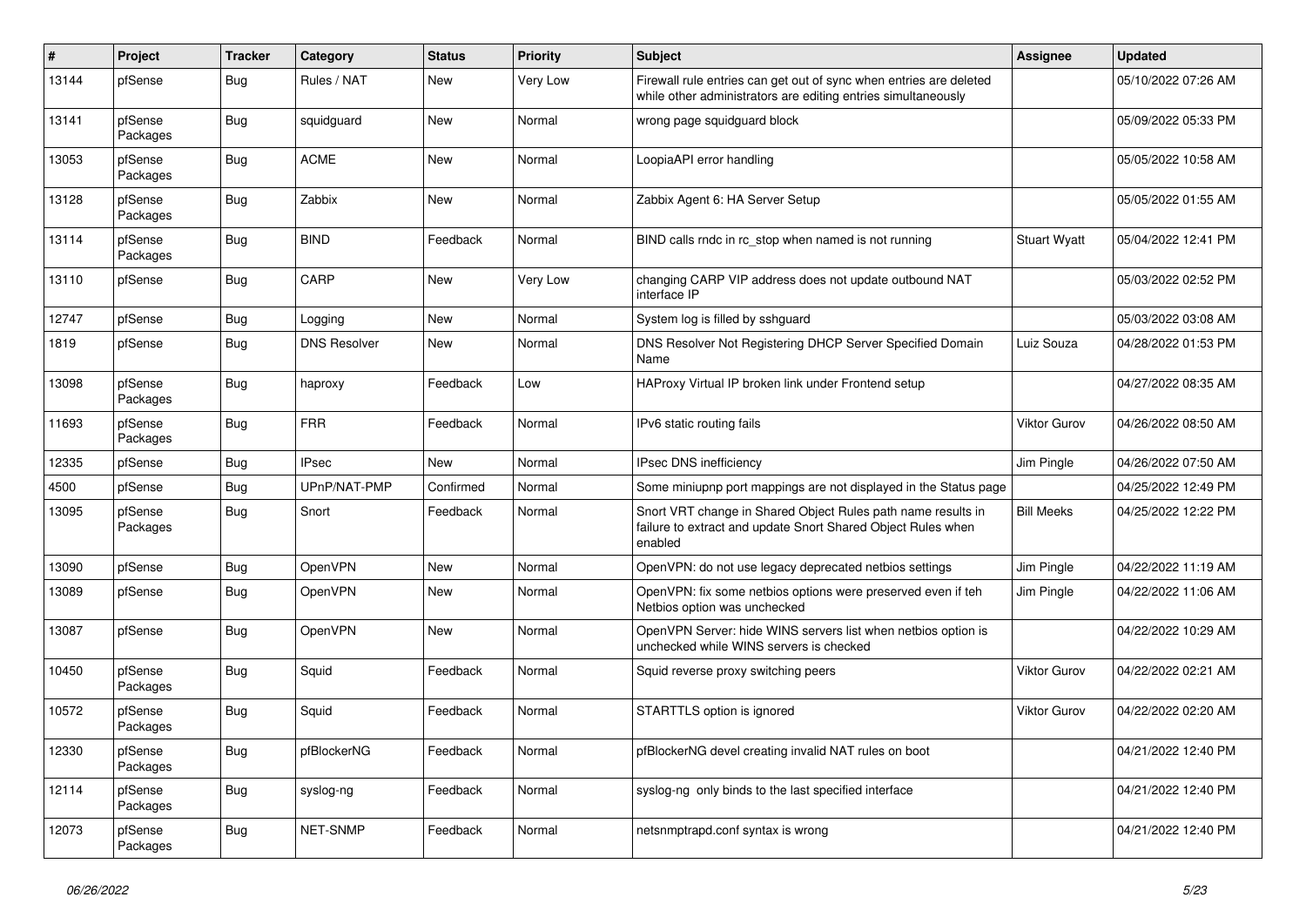| # | Project | Tracker | Category | Status | Priority | Subject | Assignee | Updated |
|---|---|---|---|---|---|---|---|---|
| 13144 | pfSense | Bug | Rules / NAT | New | Very Low | Firewall rule entries can get out of sync when entries are deleted while other administrators are editing entries simultaneously | | 05/10/2022 07:26 AM |
| 13141 | pfSense Packages | Bug | squidguard | New | Normal | wrong page squidguard block | | 05/09/2022 05:33 PM |
| 13053 | pfSense Packages | Bug | ACME | New | Normal | LoopiaAPI error handling | | 05/05/2022 10:58 AM |
| 13128 | pfSense Packages | Bug | Zabbix | New | Normal | Zabbix Agent 6: HA Server Setup | | 05/05/2022 01:55 AM |
| 13114 | pfSense Packages | Bug | BIND | Feedback | Normal | BIND calls rndc in rc_stop when named is not running | Stuart Wyatt | 05/04/2022 12:41 PM |
| 13110 | pfSense | Bug | CARP | New | Very Low | changing CARP VIP address does not update outbound NAT interface IP | | 05/03/2022 02:52 PM |
| 12747 | pfSense | Bug | Logging | New | Normal | System log is filled by sshguard | | 05/03/2022 03:08 AM |
| 1819 | pfSense | Bug | DNS Resolver | New | Normal | DNS Resolver Not Registering DHCP Server Specified Domain Name | Luiz Souza | 04/28/2022 01:53 PM |
| 13098 | pfSense Packages | Bug | haproxy | Feedback | Low | HAProxy Virtual IP broken link under Frontend setup | | 04/27/2022 08:35 AM |
| 11693 | pfSense Packages | Bug | FRR | Feedback | Normal | IPv6 static routing fails | Viktor Gurov | 04/26/2022 08:50 AM |
| 12335 | pfSense | Bug | IPsec | New | Normal | IPsec DNS inefficiency | Jim Pingle | 04/26/2022 07:50 AM |
| 4500 | pfSense | Bug | UPnP/NAT-PMP | Confirmed | Normal | Some miniupnp port mappings are not displayed in the Status page | | 04/25/2022 12:49 PM |
| 13095 | pfSense Packages | Bug | Snort | Feedback | Normal | Snort VRT change in Shared Object Rules path name results in failure to extract and update Snort Shared Object Rules when enabled | Bill Meeks | 04/25/2022 12:22 PM |
| 13090 | pfSense | Bug | OpenVPN | New | Normal | OpenVPN: do not use legacy deprecated netbios settings | Jim Pingle | 04/22/2022 11:19 AM |
| 13089 | pfSense | Bug | OpenVPN | New | Normal | OpenVPN: fix some netbios options were preserved even if teh Netbios option was unchecked | Jim Pingle | 04/22/2022 11:06 AM |
| 13087 | pfSense | Bug | OpenVPN | New | Normal | OpenVPN Server: hide WINS servers list when netbios option is unchecked while WINS servers is checked | | 04/22/2022 10:29 AM |
| 10450 | pfSense Packages | Bug | Squid | Feedback | Normal | Squid reverse proxy switching peers | Viktor Gurov | 04/22/2022 02:21 AM |
| 10572 | pfSense Packages | Bug | Squid | Feedback | Normal | STARTTLS option is ignored | Viktor Gurov | 04/22/2022 02:20 AM |
| 12330 | pfSense Packages | Bug | pfBlockerNG | Feedback | Normal | pfBlockerNG devel creating invalid NAT rules on boot | | 04/21/2022 12:40 PM |
| 12114 | pfSense Packages | Bug | syslog-ng | Feedback | Normal | syslog-ng only binds to the last specified interface | | 04/21/2022 12:40 PM |
| 12073 | pfSense Packages | Bug | NET-SNMP | Feedback | Normal | netsnmptrapd.conf syntax is wrong | | 04/21/2022 12:40 PM |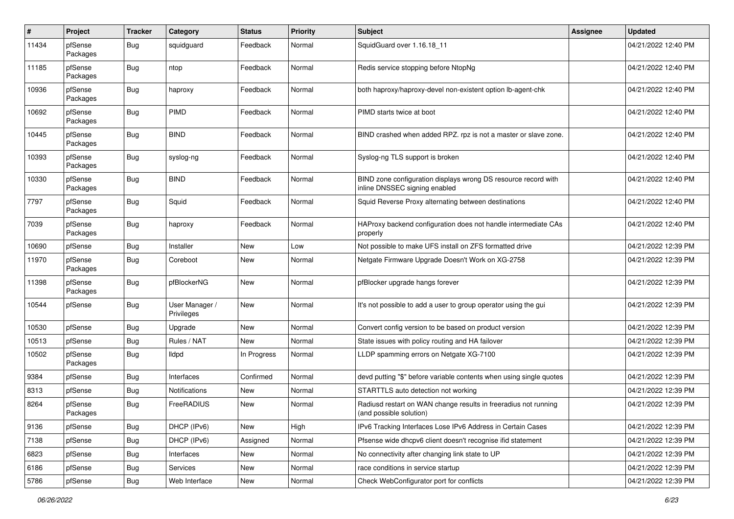| # | Project | Tracker | Category | Status | Priority | Subject | Assignee | Updated |
|---|---|---|---|---|---|---|---|---|
| 11434 | pfSense Packages | Bug | squidguard | Feedback | Normal | SquidGuard over 1.16.18_11 | | 04/21/2022 12:40 PM |
| 11185 | pfSense Packages | Bug | ntop | Feedback | Normal | Redis service stopping before NtopNg | | 04/21/2022 12:40 PM |
| 10936 | pfSense Packages | Bug | haproxy | Feedback | Normal | both haproxy/haproxy-devel non-existent option lb-agent-chk | | 04/21/2022 12:40 PM |
| 10692 | pfSense Packages | Bug | PIMD | Feedback | Normal | PIMD starts twice at boot | | 04/21/2022 12:40 PM |
| 10445 | pfSense Packages | Bug | BIND | Feedback | Normal | BIND crashed when added RPZ. rpz is not a master or slave zone. | | 04/21/2022 12:40 PM |
| 10393 | pfSense Packages | Bug | syslog-ng | Feedback | Normal | Syslog-ng TLS support is broken | | 04/21/2022 12:40 PM |
| 10330 | pfSense Packages | Bug | BIND | Feedback | Normal | BIND zone configuration displays wrong DS resource record with inline DNSSEC signing enabled | | 04/21/2022 12:40 PM |
| 7797 | pfSense Packages | Bug | Squid | Feedback | Normal | Squid Reverse Proxy alternating between destinations | | 04/21/2022 12:40 PM |
| 7039 | pfSense Packages | Bug | haproxy | Feedback | Normal | HAProxy backend configuration does not handle intermediate CAs properly | | 04/21/2022 12:40 PM |
| 10690 | pfSense | Bug | Installer | New | Low | Not possible to make UFS install on ZFS formatted drive | | 04/21/2022 12:39 PM |
| 11970 | pfSense Packages | Bug | Coreboot | New | Normal | Netgate Firmware Upgrade Doesn't Work on XG-2758 | | 04/21/2022 12:39 PM |
| 11398 | pfSense Packages | Bug | pfBlockerNG | New | Normal | pfBlocker upgrade hangs forever | | 04/21/2022 12:39 PM |
| 10544 | pfSense | Bug | User Manager / Privileges | New | Normal | It's not possible to add a user to group operator using the gui | | 04/21/2022 12:39 PM |
| 10530 | pfSense | Bug | Upgrade | New | Normal | Convert config version to be based on product version | | 04/21/2022 12:39 PM |
| 10513 | pfSense | Bug | Rules / NAT | New | Normal | State issues with policy routing and HA failover | | 04/21/2022 12:39 PM |
| 10502 | pfSense Packages | Bug | lldpd | In Progress | Normal | LLDP spamming errors on Netgate XG-7100 | | 04/21/2022 12:39 PM |
| 9384 | pfSense | Bug | Interfaces | Confirmed | Normal | devd putting "$" before variable contents when using single quotes | | 04/21/2022 12:39 PM |
| 8313 | pfSense | Bug | Notifications | New | Normal | STARTTLS auto detection not working | | 04/21/2022 12:39 PM |
| 8264 | pfSense Packages | Bug | FreeRADIUS | New | Normal | Radiusd restart on WAN change results in freeradius not running (and possible solution) | | 04/21/2022 12:39 PM |
| 9136 | pfSense | Bug | DHCP (IPv6) | New | High | IPv6 Tracking Interfaces Lose IPv6 Address in Certain Cases | | 04/21/2022 12:39 PM |
| 7138 | pfSense | Bug | DHCP (IPv6) | Assigned | Normal | Pfsense wide dhcpv6 client doesn't recognise ifid statement | | 04/21/2022 12:39 PM |
| 6823 | pfSense | Bug | Interfaces | New | Normal | No connectivity after changing link state to UP | | 04/21/2022 12:39 PM |
| 6186 | pfSense | Bug | Services | New | Normal | race conditions in service startup | | 04/21/2022 12:39 PM |
| 5786 | pfSense | Bug | Web Interface | New | Normal | Check WebConfigurator port for conflicts | | 04/21/2022 12:39 PM |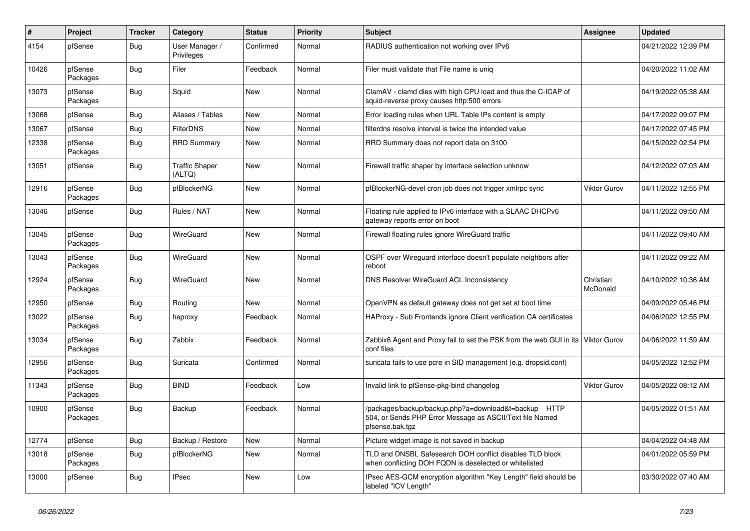| # | Project | Tracker | Category | Status | Priority | Subject | Assignee | Updated |
|---|---|---|---|---|---|---|---|---|
| 4154 | pfSense | Bug | User Manager / Privileges | Confirmed | Normal | RADIUS authentication not working over IPv6 | | 04/21/2022 12:39 PM |
| 10426 | pfSense Packages | Bug | Filer | Feedback | Normal | Filer must validate that File name is uniq | | 04/20/2022 11:02 AM |
| 13073 | pfSense Packages | Bug | Squid | New | Normal | ClamAV - clamd dies with high CPU load and thus the C-ICAP of squid-reverse proxy causes http:500 errors | | 04/19/2022 05:38 AM |
| 13068 | pfSense | Bug | Aliases / Tables | New | Normal | Error loading rules when URL Table IPs content is empty | | 04/17/2022 09:07 PM |
| 13067 | pfSense | Bug | FilterDNS | New | Normal | filterdns resolve interval is twice the intended value | | 04/17/2022 07:45 PM |
| 12338 | pfSense Packages | Bug | RRD Summary | New | Normal | RRD Summary does not report data on 3100 | | 04/15/2022 02:54 PM |
| 13051 | pfSense | Bug | Traffic Shaper (ALTQ) | New | Normal | Firewall traffic shaper by interface selection unknow | | 04/12/2022 07:03 AM |
| 12916 | pfSense Packages | Bug | pfBlockerNG | New | Normal | pfBlockerNG-devel cron job does not trigger xmlrpc sync | Viktor Gurov | 04/11/2022 12:55 PM |
| 13046 | pfSense | Bug | Rules / NAT | New | Normal | Floating rule applied to IPv6 interface with a SLAAC DHCPv6 gateway reports error on boot | | 04/11/2022 09:50 AM |
| 13045 | pfSense Packages | Bug | WireGuard | New | Normal | Firewall floating rules ignore WireGuard traffic | | 04/11/2022 09:40 AM |
| 13043 | pfSense Packages | Bug | WireGuard | New | Normal | OSPF over Wireguard interface doesn't populate neighbors after reboot | | 04/11/2022 09:22 AM |
| 12924 | pfSense Packages | Bug | WireGuard | New | Normal | DNS Resolver WireGuard ACL Inconsistency | Christian McDonald | 04/10/2022 10:36 AM |
| 12950 | pfSense | Bug | Routing | New | Normal | OpenVPN as default gateway does not get set at boot time | | 04/09/2022 05:46 PM |
| 13022 | pfSense Packages | Bug | haproxy | Feedback | Normal | HAProxy - Sub Frontends ignore Client verification CA certificates | | 04/06/2022 12:55 PM |
| 13034 | pfSense Packages | Bug | Zabbix | Feedback | Normal | Zabbix6 Agent and Proxy fail to set the PSK from the web GUI in its conf files | Viktor Gurov | 04/06/2022 11:59 AM |
| 12956 | pfSense Packages | Bug | Suricata | Confirmed | Normal | suricata fails to use pcre in SID management (e.g. dropsid.conf) | | 04/05/2022 12:52 PM |
| 11343 | pfSense Packages | Bug | BIND | Feedback | Low | Invalid link to pfSense-pkg-bind changelog | Viktor Gurov | 04/05/2022 08:12 AM |
| 10900 | pfSense Packages | Bug | Backup | Feedback | Normal | /packages/backup/backup.php?a=download&t=backup HTTP 504, or Sends PHP Error Message as ASCII/Text file Named pfsense.bak.tgz | | 04/05/2022 01:51 AM |
| 12774 | pfSense | Bug | Backup / Restore | New | Normal | Picture widget image is not saved in backup | | 04/04/2022 04:48 AM |
| 13018 | pfSense Packages | Bug | pfBlockerNG | New | Normal | TLD and DNSBL Safesearch DOH conflict disables TLD block when conflicting DOH FQDN is deselected or whitelisted | | 04/01/2022 05:59 PM |
| 13000 | pfSense | Bug | IPsec | New | Low | IPsec AES-GCM encryption algorithm "Key Length" field should be labeled "ICV Length" | | 03/30/2022 07:40 AM |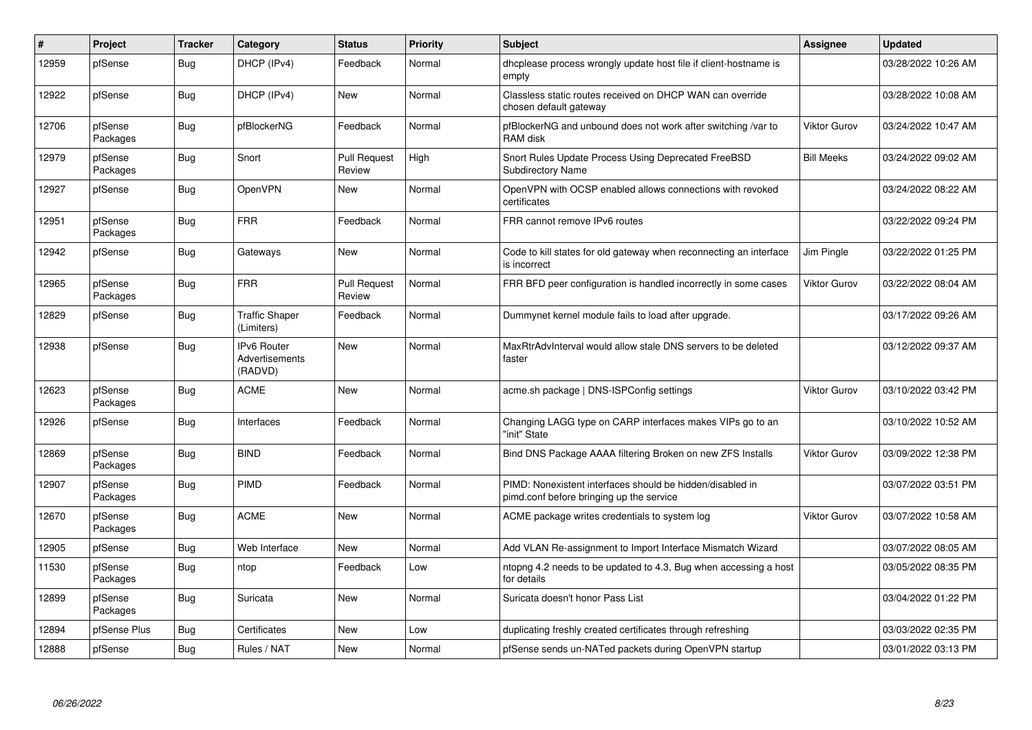| # | Project | Tracker | Category | Status | Priority | Subject | Assignee | Updated |
|---|---|---|---|---|---|---|---|---|
| 12959 | pfSense | Bug | DHCP (IPv4) | Feedback | Normal | dhcplease process wrongly update host file if client-hostname is empty | | 03/28/2022 10:26 AM |
| 12922 | pfSense | Bug | DHCP (IPv4) | New | Normal | Classless static routes received on DHCP WAN can override chosen default gateway | | 03/28/2022 10:08 AM |
| 12706 | pfSense Packages | Bug | pfBlockerNG | Feedback | Normal | pfBlockerNG and unbound does not work after switching /var to RAM disk | Viktor Gurov | 03/24/2022 10:47 AM |
| 12979 | pfSense Packages | Bug | Snort | Pull Request Review | High | Snort Rules Update Process Using Deprecated FreeBSD Subdirectory Name | Bill Meeks | 03/24/2022 09:02 AM |
| 12927 | pfSense | Bug | OpenVPN | New | Normal | OpenVPN with OCSP enabled allows connections with revoked certificates | | 03/24/2022 08:22 AM |
| 12951 | pfSense Packages | Bug | FRR | Feedback | Normal | FRR cannot remove IPv6 routes | | 03/22/2022 09:24 PM |
| 12942 | pfSense | Bug | Gateways | New | Normal | Code to kill states for old gateway when reconnecting an interface is incorrect | Jim Pingle | 03/22/2022 01:25 PM |
| 12965 | pfSense Packages | Bug | FRR | Pull Request Review | Normal | FRR BFD peer configuration is handled incorrectly in some cases | Viktor Gurov | 03/22/2022 08:04 AM |
| 12829 | pfSense | Bug | Traffic Shaper (Limiters) | Feedback | Normal | Dummynet kernel module fails to load after upgrade. | | 03/17/2022 09:26 AM |
| 12938 | pfSense | Bug | IPv6 Router Advertisements (RADVD) | New | Normal | MaxRtrAdvInterval would allow stale DNS servers to be deleted faster | | 03/12/2022 09:37 AM |
| 12623 | pfSense Packages | Bug | ACME | New | Normal | acme.sh package \| DNS-ISPConfig settings | Viktor Gurov | 03/10/2022 03:42 PM |
| 12926 | pfSense | Bug | Interfaces | Feedback | Normal | Changing LAGG type on CARP interfaces makes VIPs go to an "init" State | | 03/10/2022 10:52 AM |
| 12869 | pfSense Packages | Bug | BIND | Feedback | Normal | Bind DNS Package AAAA filtering Broken on new ZFS Installs | Viktor Gurov | 03/09/2022 12:38 PM |
| 12907 | pfSense Packages | Bug | PIMD | Feedback | Normal | PIMD: Nonexistent interfaces should be hidden/disabled in pimd.conf before bringing up the service | | 03/07/2022 03:51 PM |
| 12670 | pfSense Packages | Bug | ACME | New | Normal | ACME package writes credentials to system log | Viktor Gurov | 03/07/2022 10:58 AM |
| 12905 | pfSense | Bug | Web Interface | New | Normal | Add VLAN Re-assignment to Import Interface Mismatch Wizard | | 03/07/2022 08:05 AM |
| 11530 | pfSense Packages | Bug | ntop | Feedback | Low | ntopng 4.2 needs to be updated to 4.3, Bug when accessing a host for details | | 03/05/2022 08:35 PM |
| 12899 | pfSense Packages | Bug | Suricata | New | Normal | Suricata doesn't honor Pass List | | 03/04/2022 01:22 PM |
| 12894 | pfSense Plus | Bug | Certificates | New | Low | duplicating freshly created certificates through refreshing | | 03/03/2022 02:35 PM |
| 12888 | pfSense | Bug | Rules / NAT | New | Normal | pfSense sends un-NATed packets during OpenVPN startup | | 03/01/2022 03:13 PM |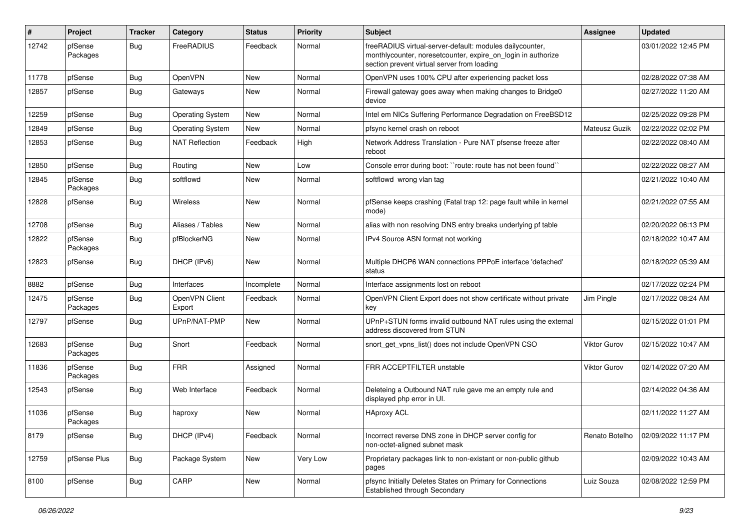| # | Project | Tracker | Category | Status | Priority | Subject | Assignee | Updated |
|---|---|---|---|---|---|---|---|---|
| 12742 | pfSense Packages | Bug | FreeRADIUS | Feedback | Normal | freeRADIUS virtual-server-default: modules dailycounter, monthlycounter, noresetcounter, expire_on_login in authorize section prevent virtual server from loading | | 03/01/2022 12:45 PM |
| 11778 | pfSense | Bug | OpenVPN | New | Normal | OpenVPN uses 100% CPU after experiencing packet loss | | 02/28/2022 07:38 AM |
| 12857 | pfSense | Bug | Gateways | New | Normal | Firewall gateway goes away when making changes to Bridge0 device | | 02/27/2022 11:20 AM |
| 12259 | pfSense | Bug | Operating System | New | Normal | Intel em NICs Suffering Performance Degradation on FreeBSD12 | | 02/25/2022 09:28 PM |
| 12849 | pfSense | Bug | Operating System | New | Normal | pfsync kernel crash on reboot | Mateusz Guzik | 02/22/2022 02:02 PM |
| 12853 | pfSense | Bug | NAT Reflection | Feedback | High | Network Address Translation - Pure NAT pfsense freeze after reboot | | 02/22/2022 08:40 AM |
| 12850 | pfSense | Bug | Routing | New | Low | Console error during boot: ``route: route has not been found`` | | 02/22/2022 08:27 AM |
| 12845 | pfSense Packages | Bug | softflowd | New | Normal | softflowd wrong vlan tag | | 02/21/2022 10:40 AM |
| 12828 | pfSense | Bug | Wireless | New | Normal | pfSense keeps crashing (Fatal trap 12: page fault while in kernel mode) | | 02/21/2022 07:55 AM |
| 12708 | pfSense | Bug | Aliases / Tables | New | Normal | alias with non resolving DNS entry breaks underlying pf table | | 02/20/2022 06:13 PM |
| 12822 | pfSense Packages | Bug | pfBlockerNG | New | Normal | IPv4 Source ASN format not working | | 02/18/2022 10:47 AM |
| 12823 | pfSense | Bug | DHCP (IPv6) | New | Normal | Multiple DHCP6 WAN connections PPPoE interface 'defached' status | | 02/18/2022 05:39 AM |
| 8882 | pfSense | Bug | Interfaces | Incomplete | Normal | Interface assignments lost on reboot | | 02/17/2022 02:24 PM |
| 12475 | pfSense Packages | Bug | OpenVPN Client Export | Feedback | Normal | OpenVPN Client Export does not show certificate without private key | Jim Pingle | 02/17/2022 08:24 AM |
| 12797 | pfSense | Bug | UPnP/NAT-PMP | New | Normal | UPnP+STUN forms invalid outbound NAT rules using the external address discovered from STUN | | 02/15/2022 01:01 PM |
| 12683 | pfSense Packages | Bug | Snort | Feedback | Normal | snort_get_vpns_list() does not include OpenVPN CSO | Viktor Gurov | 02/15/2022 10:47 AM |
| 11836 | pfSense Packages | Bug | FRR | Assigned | Normal | FRR ACCEPTFILTER unstable | Viktor Gurov | 02/14/2022 07:20 AM |
| 12543 | pfSense | Bug | Web Interface | Feedback | Normal | Deleteing a Outbound NAT rule gave me an empty rule and displayed php error in UI. | | 02/14/2022 04:36 AM |
| 11036 | pfSense Packages | Bug | haproxy | New | Normal | HAproxy ACL | | 02/11/2022 11:27 AM |
| 8179 | pfSense | Bug | DHCP (IPv4) | Feedback | Normal | Incorrect reverse DNS zone in DHCP server config for non-octet-aligned subnet mask | Renato Botelho | 02/09/2022 11:17 PM |
| 12759 | pfSense Plus | Bug | Package System | New | Very Low | Proprietary packages link to non-existant or non-public github pages | | 02/09/2022 10:43 AM |
| 8100 | pfSense | Bug | CARP | New | Normal | pfsync Initially Deletes States on Primary for Connections Established through Secondary | Luiz Souza | 02/08/2022 12:59 PM |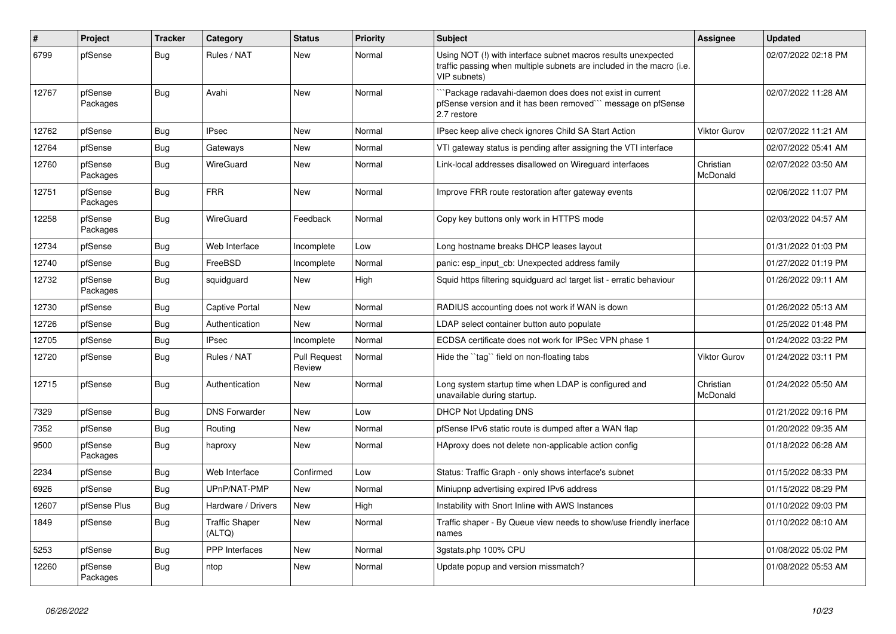| # | Project | Tracker | Category | Status | Priority | Subject | Assignee | Updated |
|---|---|---|---|---|---|---|---|---|
| 6799 | pfSense | Bug | Rules / NAT | New | Normal | Using NOT (!) with interface subnet macros results unexpected traffic passing when multiple subnets are included in the macro (i.e. VIP subnets) | | 02/07/2022 02:18 PM |
| 12767 | pfSense Packages | Bug | Avahi | New | Normal | ```Package radavahi-daemon does does not exist in current pfSense version and it has been removed``` message on pfSense 2.7 restore | | 02/07/2022 11:28 AM |
| 12762 | pfSense | Bug | IPsec | New | Normal | IPsec keep alive check ignores Child SA Start Action | Viktor Gurov | 02/07/2022 11:21 AM |
| 12764 | pfSense | Bug | Gateways | New | Normal | VTI gateway status is pending after assigning the VTI interface | | 02/07/2022 05:41 AM |
| 12760 | pfSense Packages | Bug | WireGuard | New | Normal | Link-local addresses disallowed on Wireguard interfaces | Christian McDonald | 02/07/2022 03:50 AM |
| 12751 | pfSense Packages | Bug | FRR | New | Normal | Improve FRR route restoration after gateway events | | 02/06/2022 11:07 PM |
| 12258 | pfSense Packages | Bug | WireGuard | Feedback | Normal | Copy key buttons only work in HTTPS mode | | 02/03/2022 04:57 AM |
| 12734 | pfSense | Bug | Web Interface | Incomplete | Low | Long hostname breaks DHCP leases layout | | 01/31/2022 01:03 PM |
| 12740 | pfSense | Bug | FreeBSD | Incomplete | Normal | panic: esp_input_cb: Unexpected address family | | 01/27/2022 01:19 PM |
| 12732 | pfSense Packages | Bug | squidguard | New | High | Squid https filtering squidguard acl target list - erratic behaviour | | 01/26/2022 09:11 AM |
| 12730 | pfSense | Bug | Captive Portal | New | Normal | RADIUS accounting does not work if WAN is down | | 01/26/2022 05:13 AM |
| 12726 | pfSense | Bug | Authentication | New | Normal | LDAP select container button auto populate | | 01/25/2022 01:48 PM |
| 12705 | pfSense | Bug | IPsec | Incomplete | Normal | ECDSA certificate does not work for IPSec VPN phase 1 | | 01/24/2022 03:22 PM |
| 12720 | pfSense | Bug | Rules / NAT | Pull Request Review | Normal | Hide the ``tag`` field on non-floating tabs | Viktor Gurov | 01/24/2022 03:11 PM |
| 12715 | pfSense | Bug | Authentication | New | Normal | Long system startup time when LDAP is configured and unavailable during startup. | Christian McDonald | 01/24/2022 05:50 AM |
| 7329 | pfSense | Bug | DNS Forwarder | New | Low | DHCP Not Updating DNS | | 01/21/2022 09:16 PM |
| 7352 | pfSense | Bug | Routing | New | Normal | pfSense IPv6 static route is dumped after a WAN flap | | 01/20/2022 09:35 AM |
| 9500 | pfSense Packages | Bug | haproxy | New | Normal | HAproxy does not delete non-applicable action config | | 01/18/2022 06:28 AM |
| 2234 | pfSense | Bug | Web Interface | Confirmed | Low | Status: Traffic Graph - only shows interface's subnet | | 01/15/2022 08:33 PM |
| 6926 | pfSense | Bug | UPnP/NAT-PMP | New | Normal | Miniupnp advertising expired IPv6 address | | 01/15/2022 08:29 PM |
| 12607 | pfSense Plus | Bug | Hardware / Drivers | New | High | Instability with Snort Inline with AWS Instances | | 01/10/2022 09:03 PM |
| 1849 | pfSense | Bug | Traffic Shaper (ALTQ) | New | Normal | Traffic shaper - By Queue view needs to show/use friendly inerface names | | 01/10/2022 08:10 AM |
| 5253 | pfSense | Bug | PPP Interfaces | New | Normal | 3gstats.php 100% CPU | | 01/08/2022 05:02 PM |
| 12260 | pfSense Packages | Bug | ntop | New | Normal | Update popup and version missmatch? | | 01/08/2022 05:53 AM |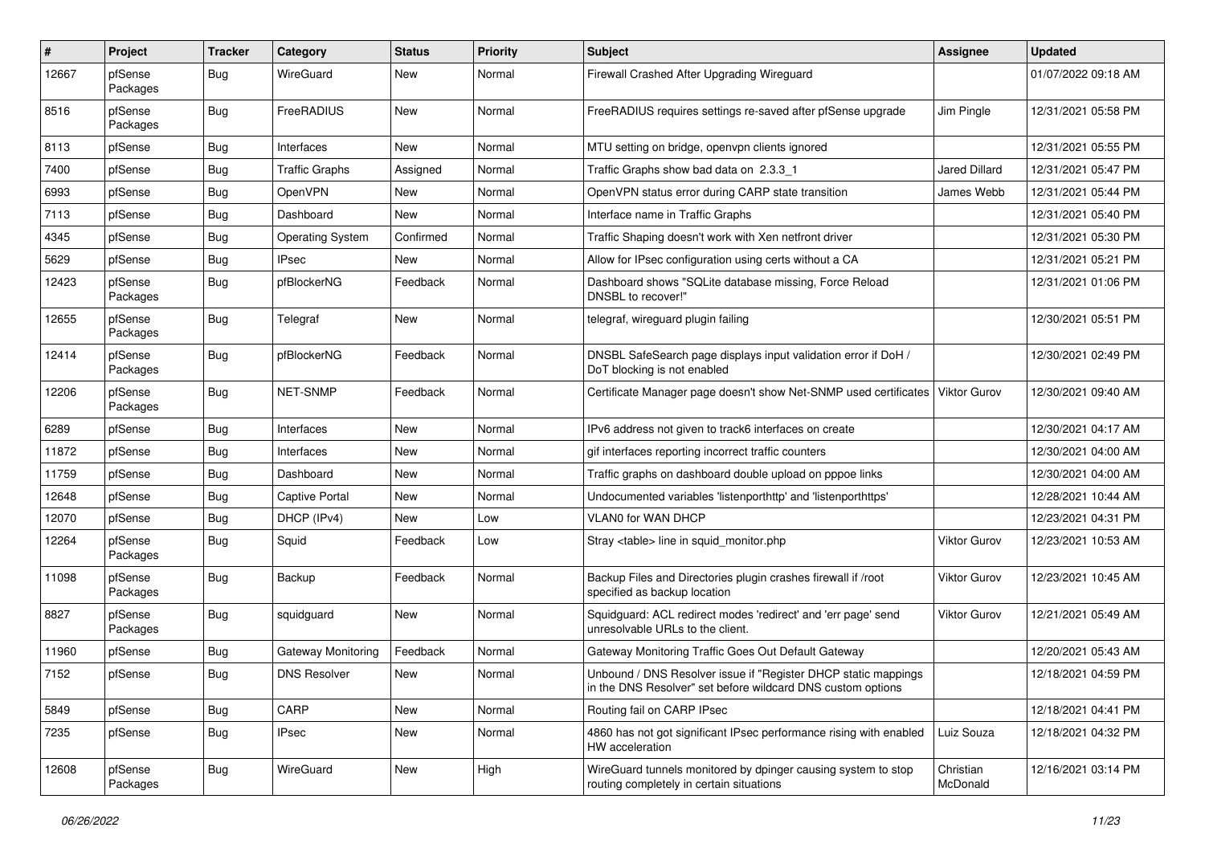| # | Project | Tracker | Category | Status | Priority | Subject | Assignee | Updated |
|---|---|---|---|---|---|---|---|---|
| 12667 | pfSense Packages | Bug | WireGuard | New | Normal | Firewall Crashed After Upgrading Wireguard | | 01/07/2022 09:18 AM |
| 8516 | pfSense Packages | Bug | FreeRADIUS | New | Normal | FreeRADIUS requires settings re-saved after pfSense upgrade | Jim Pingle | 12/31/2021 05:58 PM |
| 8113 | pfSense | Bug | Interfaces | New | Normal | MTU setting on bridge, openvpn clients ignored | | 12/31/2021 05:55 PM |
| 7400 | pfSense | Bug | Traffic Graphs | Assigned | Normal | Traffic Graphs show bad data on 2.3.3_1 | Jared Dillard | 12/31/2021 05:47 PM |
| 6993 | pfSense | Bug | OpenVPN | New | Normal | OpenVPN status error during CARP state transition | James Webb | 12/31/2021 05:44 PM |
| 7113 | pfSense | Bug | Dashboard | New | Normal | Interface name in Traffic Graphs | | 12/31/2021 05:40 PM |
| 4345 | pfSense | Bug | Operating System | Confirmed | Normal | Traffic Shaping doesn't work with Xen netfront driver | | 12/31/2021 05:30 PM |
| 5629 | pfSense | Bug | IPsec | New | Normal | Allow for IPsec configuration using certs without a CA | | 12/31/2021 05:21 PM |
| 12423 | pfSense Packages | Bug | pfBlockerNG | Feedback | Normal | Dashboard shows "SQLite database missing, Force Reload DNSBL to recover!" | | 12/31/2021 01:06 PM |
| 12655 | pfSense Packages | Bug | Telegraf | New | Normal | telegraf, wireguard plugin failing | | 12/30/2021 05:51 PM |
| 12414 | pfSense Packages | Bug | pfBlockerNG | Feedback | Normal | DNSBL SafeSearch page displays input validation error if DoH / DoT blocking is not enabled | | 12/30/2021 02:49 PM |
| 12206 | pfSense Packages | Bug | NET-SNMP | Feedback | Normal | Certificate Manager page doesn't show Net-SNMP used certificates | Viktor Gurov | 12/30/2021 09:40 AM |
| 6289 | pfSense | Bug | Interfaces | New | Normal | IPv6 address not given to track6 interfaces on create | | 12/30/2021 04:17 AM |
| 11872 | pfSense | Bug | Interfaces | New | Normal | gif interfaces reporting incorrect traffic counters | | 12/30/2021 04:00 AM |
| 11759 | pfSense | Bug | Dashboard | New | Normal | Traffic graphs on dashboard double upload on pppoe links | | 12/30/2021 04:00 AM |
| 12648 | pfSense | Bug | Captive Portal | New | Normal | Undocumented variables 'listenporthttp' and 'listenporthttps' | | 12/28/2021 10:44 AM |
| 12070 | pfSense | Bug | DHCP (IPv4) | New | Low | VLAN0 for WAN DHCP | | 12/23/2021 04:31 PM |
| 12264 | pfSense Packages | Bug | Squid | Feedback | Low | Stray <table> line in squid_monitor.php | Viktor Gurov | 12/23/2021 10:53 AM |
| 11098 | pfSense Packages | Bug | Backup | Feedback | Normal | Backup Files and Directories plugin crashes firewall if /root specified as backup location | Viktor Gurov | 12/23/2021 10:45 AM |
| 8827 | pfSense Packages | Bug | squidguard | New | Normal | Squidguard: ACL redirect modes 'redirect' and 'err page' send unresolvable URLs to the client. | Viktor Gurov | 12/21/2021 05:49 AM |
| 11960 | pfSense | Bug | Gateway Monitoring | Feedback | Normal | Gateway Monitoring Traffic Goes Out Default Gateway | | 12/20/2021 05:43 AM |
| 7152 | pfSense | Bug | DNS Resolver | New | Normal | Unbound / DNS Resolver issue if "Register DHCP static mappings in the DNS Resolver" set before wildcard DNS custom options | | 12/18/2021 04:59 PM |
| 5849 | pfSense | Bug | CARP | New | Normal | Routing fail on CARP IPsec | | 12/18/2021 04:41 PM |
| 7235 | pfSense | Bug | IPsec | New | Normal | 4860 has not got significant IPsec performance rising with enabled HW acceleration | Luiz Souza | 12/18/2021 04:32 PM |
| 12608 | pfSense Packages | Bug | WireGuard | New | High | WireGuard tunnels monitored by dpinger causing system to stop routing completely in certain situations | Christian McDonald | 12/16/2021 03:14 PM |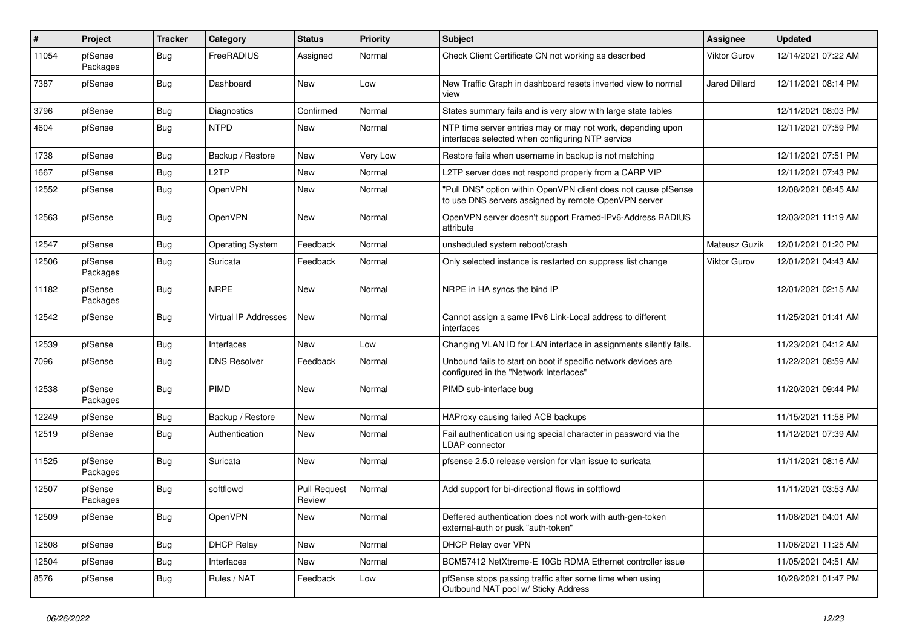| # | Project | Tracker | Category | Status | Priority | Subject | Assignee | Updated |
|---|---|---|---|---|---|---|---|---|
| 11054 | pfSense Packages | Bug | FreeRADIUS | Assigned | Normal | Check Client Certificate CN not working as described | Viktor Gurov | 12/14/2021 07:22 AM |
| 7387 | pfSense | Bug | Dashboard | New | Low | New Traffic Graph in dashboard resets inverted view to normal view | Jared Dillard | 12/11/2021 08:14 PM |
| 3796 | pfSense | Bug | Diagnostics | Confirmed | Normal | States summary fails and is very slow with large state tables | | 12/11/2021 08:03 PM |
| 4604 | pfSense | Bug | NTPD | New | Normal | NTP time server entries may or may not work, depending upon interfaces selected when configuring NTP service | | 12/11/2021 07:59 PM |
| 1738 | pfSense | Bug | Backup / Restore | New | Very Low | Restore fails when username in backup is not matching | | 12/11/2021 07:51 PM |
| 1667 | pfSense | Bug | L2TP | New | Normal | L2TP server does not respond properly from a CARP VIP | | 12/11/2021 07:43 PM |
| 12552 | pfSense | Bug | OpenVPN | New | Normal | "Pull DNS" option within OpenVPN client does not cause pfSense to use DNS servers assigned by remote OpenVPN server | | 12/08/2021 08:45 AM |
| 12563 | pfSense | Bug | OpenVPN | New | Normal | OpenVPN server doesn't support Framed-IPv6-Address RADIUS attribute | | 12/03/2021 11:19 AM |
| 12547 | pfSense | Bug | Operating System | Feedback | Normal | unsheduled system reboot/crash | Mateusz Guzik | 12/01/2021 01:20 PM |
| 12506 | pfSense Packages | Bug | Suricata | Feedback | Normal | Only selected instance is restarted on suppress list change | Viktor Gurov | 12/01/2021 04:43 AM |
| 11182 | pfSense Packages | Bug | NRPE | New | Normal | NRPE in HA syncs the bind IP | | 12/01/2021 02:15 AM |
| 12542 | pfSense | Bug | Virtual IP Addresses | New | Normal | Cannot assign a same IPv6 Link-Local address to different interfaces | | 11/25/2021 01:41 AM |
| 12539 | pfSense | Bug | Interfaces | New | Low | Changing VLAN ID for LAN interface in assignments silently fails. | | 11/23/2021 04:12 AM |
| 7096 | pfSense | Bug | DNS Resolver | Feedback | Normal | Unbound fails to start on boot if specific network devices are configured in the "Network Interfaces" | | 11/22/2021 08:59 AM |
| 12538 | pfSense Packages | Bug | PIMD | New | Normal | PIMD sub-interface bug | | 11/20/2021 09:44 PM |
| 12249 | pfSense | Bug | Backup / Restore | New | Normal | HAProxy causing failed ACB backups | | 11/15/2021 11:58 PM |
| 12519 | pfSense | Bug | Authentication | New | Normal | Fail authentication using special character in password via the LDAP connector | | 11/12/2021 07:39 AM |
| 11525 | pfSense Packages | Bug | Suricata | New | Normal | pfsense 2.5.0 release version for vlan issue to suricata | | 11/11/2021 08:16 AM |
| 12507 | pfSense Packages | Bug | softflowd | Pull Request Review | Normal | Add support for bi-directional flows in softflowd | | 11/11/2021 03:53 AM |
| 12509 | pfSense | Bug | OpenVPN | New | Normal | Deffered authentication does not work with auth-gen-token external-auth or pusk "auth-token" | | 11/08/2021 04:01 AM |
| 12508 | pfSense | Bug | DHCP Relay | New | Normal | DHCP Relay over VPN | | 11/06/2021 11:25 AM |
| 12504 | pfSense | Bug | Interfaces | New | Normal | BCM57412 NetXtreme-E 10Gb RDMA Ethernet controller issue | | 11/05/2021 04:51 AM |
| 8576 | pfSense | Bug | Rules / NAT | Feedback | Low | pfSense stops passing traffic after some time when using Outbound NAT pool w/ Sticky Address | | 10/28/2021 01:47 PM |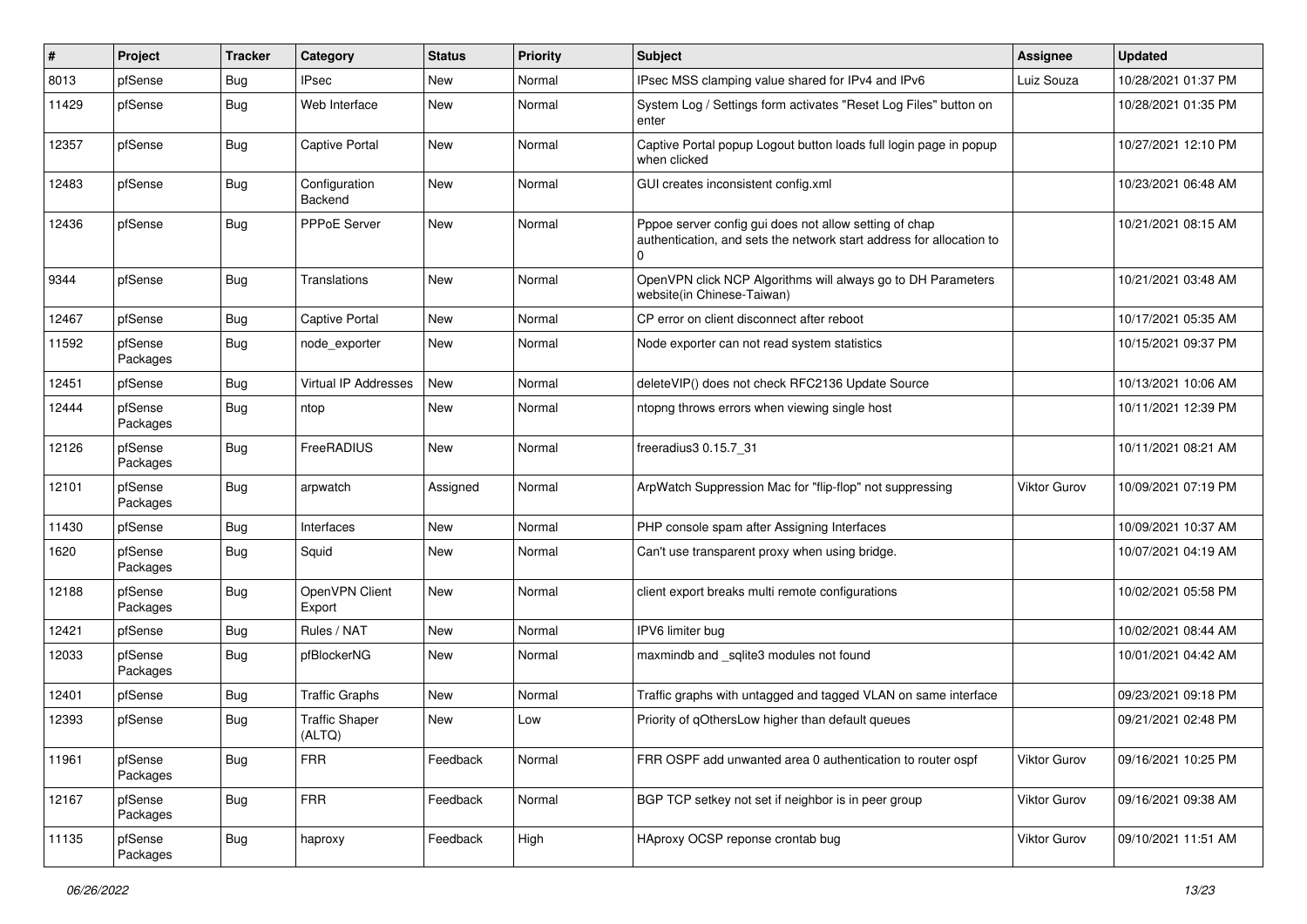| # | Project | Tracker | Category | Status | Priority | Subject | Assignee | Updated |
|---|---|---|---|---|---|---|---|---|
| 8013 | pfSense | Bug | IPsec | New | Normal | IPsec MSS clamping value shared for IPv4 and IPv6 | Luiz Souza | 10/28/2021 01:37 PM |
| 11429 | pfSense | Bug | Web Interface | New | Normal | System Log / Settings form activates "Reset Log Files" button on enter | | 10/28/2021 01:35 PM |
| 12357 | pfSense | Bug | Captive Portal | New | Normal | Captive Portal popup Logout button loads full login page in popup when clicked | | 10/27/2021 12:10 PM |
| 12483 | pfSense | Bug | Configuration Backend | New | Normal | GUI creates inconsistent config.xml | | 10/23/2021 06:48 AM |
| 12436 | pfSense | Bug | PPPoE Server | New | Normal | Pppoe server config gui does not allow setting of chap authentication, and sets the network start address for allocation to 0 | | 10/21/2021 08:15 AM |
| 9344 | pfSense | Bug | Translations | New | Normal | OpenVPN click NCP Algorithms will always go to DH Parameters website(in Chinese-Taiwan) | | 10/21/2021 03:48 AM |
| 12467 | pfSense | Bug | Captive Portal | New | Normal | CP error on client disconnect after reboot | | 10/17/2021 05:35 AM |
| 11592 | pfSense Packages | Bug | node_exporter | New | Normal | Node exporter can not read system statistics | | 10/15/2021 09:37 PM |
| 12451 | pfSense | Bug | Virtual IP Addresses | New | Normal | deleteVIP() does not check RFC2136 Update Source | | 10/13/2021 10:06 AM |
| 12444 | pfSense Packages | Bug | ntop | New | Normal | ntopng throws errors when viewing single host | | 10/11/2021 12:39 PM |
| 12126 | pfSense Packages | Bug | FreeRADIUS | New | Normal | freeradius3 0.15.7_31 | | 10/11/2021 08:21 AM |
| 12101 | pfSense Packages | Bug | arpwatch | Assigned | Normal | ArpWatch Suppression Mac for "flip-flop" not suppressing | Viktor Gurov | 10/09/2021 07:19 PM |
| 11430 | pfSense | Bug | Interfaces | New | Normal | PHP console spam after Assigning Interfaces | | 10/09/2021 10:37 AM |
| 1620 | pfSense Packages | Bug | Squid | New | Normal | Can't use transparent proxy when using bridge. | | 10/07/2021 04:19 AM |
| 12188 | pfSense Packages | Bug | OpenVPN Client Export | New | Normal | client export breaks multi remote configurations | | 10/02/2021 05:58 PM |
| 12421 | pfSense | Bug | Rules / NAT | New | Normal | IPV6 limiter bug | | 10/02/2021 08:44 AM |
| 12033 | pfSense Packages | Bug | pfBlockerNG | New | Normal | maxmindb and _sqlite3 modules not found | | 10/01/2021 04:42 AM |
| 12401 | pfSense | Bug | Traffic Graphs | New | Normal | Traffic graphs with untagged and tagged VLAN on same interface | | 09/23/2021 09:18 PM |
| 12393 | pfSense | Bug | Traffic Shaper (ALTQ) | New | Low | Priority of qOthersLow higher than default queues | | 09/21/2021 02:48 PM |
| 11961 | pfSense Packages | Bug | FRR | Feedback | Normal | FRR OSPF add unwanted area 0 authentication to router ospf | Viktor Gurov | 09/16/2021 10:25 PM |
| 12167 | pfSense Packages | Bug | FRR | Feedback | Normal | BGP TCP setkey not set if neighbor is in peer group | Viktor Gurov | 09/16/2021 09:38 AM |
| 11135 | pfSense Packages | Bug | haproxy | Feedback | High | HAproxy OCSP reponse crontab bug | Viktor Gurov | 09/10/2021 11:51 AM |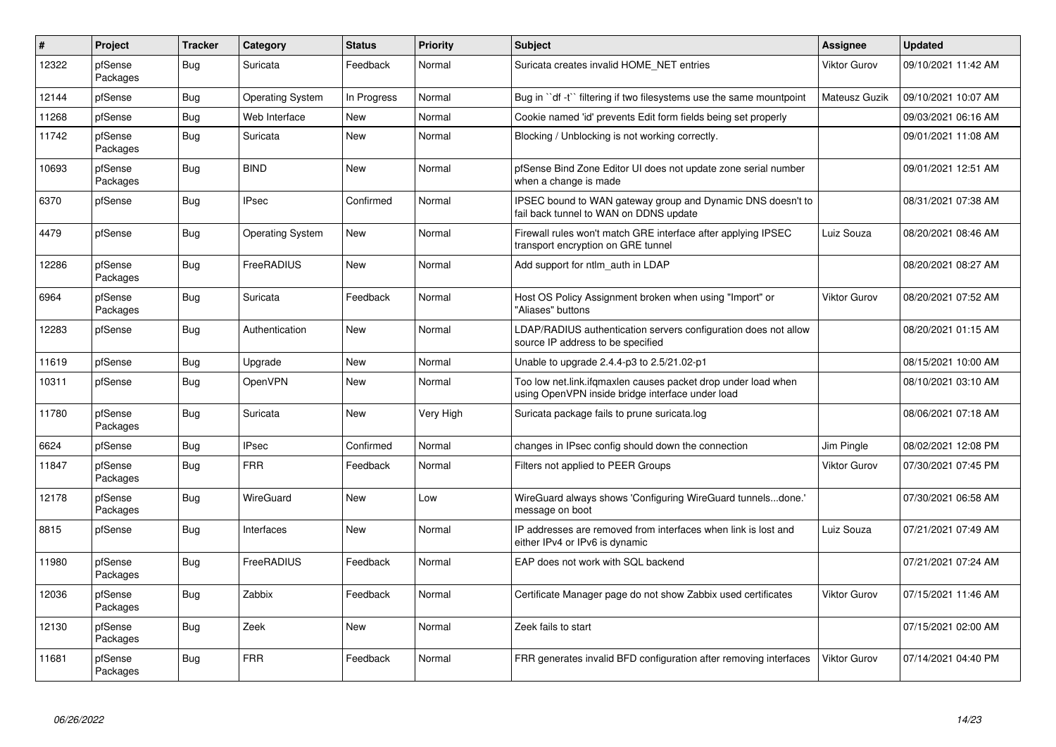| # | Project | Tracker | Category | Status | Priority | Subject | Assignee | Updated |
|---|---|---|---|---|---|---|---|---|
| 12322 | pfSense Packages | Bug | Suricata | Feedback | Normal | Suricata creates invalid HOME_NET entries | Viktor Gurov | 09/10/2021 11:42 AM |
| 12144 | pfSense | Bug | Operating System | In Progress | Normal | Bug in ``df -t`` filtering if two filesystems use the same mountpoint | Mateusz Guzik | 09/10/2021 10:07 AM |
| 11268 | pfSense | Bug | Web Interface | New | Normal | Cookie named 'id' prevents Edit form fields being set properly | | 09/03/2021 06:16 AM |
| 11742 | pfSense Packages | Bug | Suricata | New | Normal | Blocking / Unblocking is not working correctly. | | 09/01/2021 11:08 AM |
| 10693 | pfSense Packages | Bug | BIND | New | Normal | pfSense Bind Zone Editor UI does not update zone serial number when a change is made | | 09/01/2021 12:51 AM |
| 6370 | pfSense | Bug | IPsec | Confirmed | Normal | IPSEC bound to WAN gateway group and Dynamic DNS doesn't to fail back tunnel to WAN on DDNS update | | 08/31/2021 07:38 AM |
| 4479 | pfSense | Bug | Operating System | New | Normal | Firewall rules won't match GRE interface after applying IPSEC transport encryption on GRE tunnel | Luiz Souza | 08/20/2021 08:46 AM |
| 12286 | pfSense Packages | Bug | FreeRADIUS | New | Normal | Add support for ntlm_auth in LDAP | | 08/20/2021 08:27 AM |
| 6964 | pfSense Packages | Bug | Suricata | Feedback | Normal | Host OS Policy Assignment broken when using "Import" or "Aliases" buttons | Viktor Gurov | 08/20/2021 07:52 AM |
| 12283 | pfSense | Bug | Authentication | New | Normal | LDAP/RADIUS authentication servers configuration does not allow source IP address to be specified | | 08/20/2021 01:15 AM |
| 11619 | pfSense | Bug | Upgrade | New | Normal | Unable to upgrade 2.4.4-p3 to 2.5/21.02-p1 | | 08/15/2021 10:00 AM |
| 10311 | pfSense | Bug | OpenVPN | New | Normal | Too low net.link.ifqmaxlen causes packet drop under load when using OpenVPN inside bridge interface under load | | 08/10/2021 03:10 AM |
| 11780 | pfSense Packages | Bug | Suricata | New | Very High | Suricata package fails to prune suricata.log | | 08/06/2021 07:18 AM |
| 6624 | pfSense | Bug | IPsec | Confirmed | Normal | changes in IPsec config should down the connection | Jim Pingle | 08/02/2021 12:08 PM |
| 11847 | pfSense Packages | Bug | FRR | Feedback | Normal | Filters not applied to PEER Groups | Viktor Gurov | 07/30/2021 07:45 PM |
| 12178 | pfSense Packages | Bug | WireGuard | New | Low | WireGuard always shows 'Configuring WireGuard tunnels...done.' message on boot | | 07/30/2021 06:58 AM |
| 8815 | pfSense | Bug | Interfaces | New | Normal | IP addresses are removed from interfaces when link is lost and either IPv4 or IPv6 is dynamic | Luiz Souza | 07/21/2021 07:49 AM |
| 11980 | pfSense Packages | Bug | FreeRADIUS | Feedback | Normal | EAP does not work with SQL backend | | 07/21/2021 07:24 AM |
| 12036 | pfSense Packages | Bug | Zabbix | Feedback | Normal | Certificate Manager page do not show Zabbix used certificates | Viktor Gurov | 07/15/2021 11:46 AM |
| 12130 | pfSense Packages | Bug | Zeek | New | Normal | Zeek fails to start | | 07/15/2021 02:00 AM |
| 11681 | pfSense Packages | Bug | FRR | Feedback | Normal | FRR generates invalid BFD configuration after removing interfaces | Viktor Gurov | 07/14/2021 04:40 PM |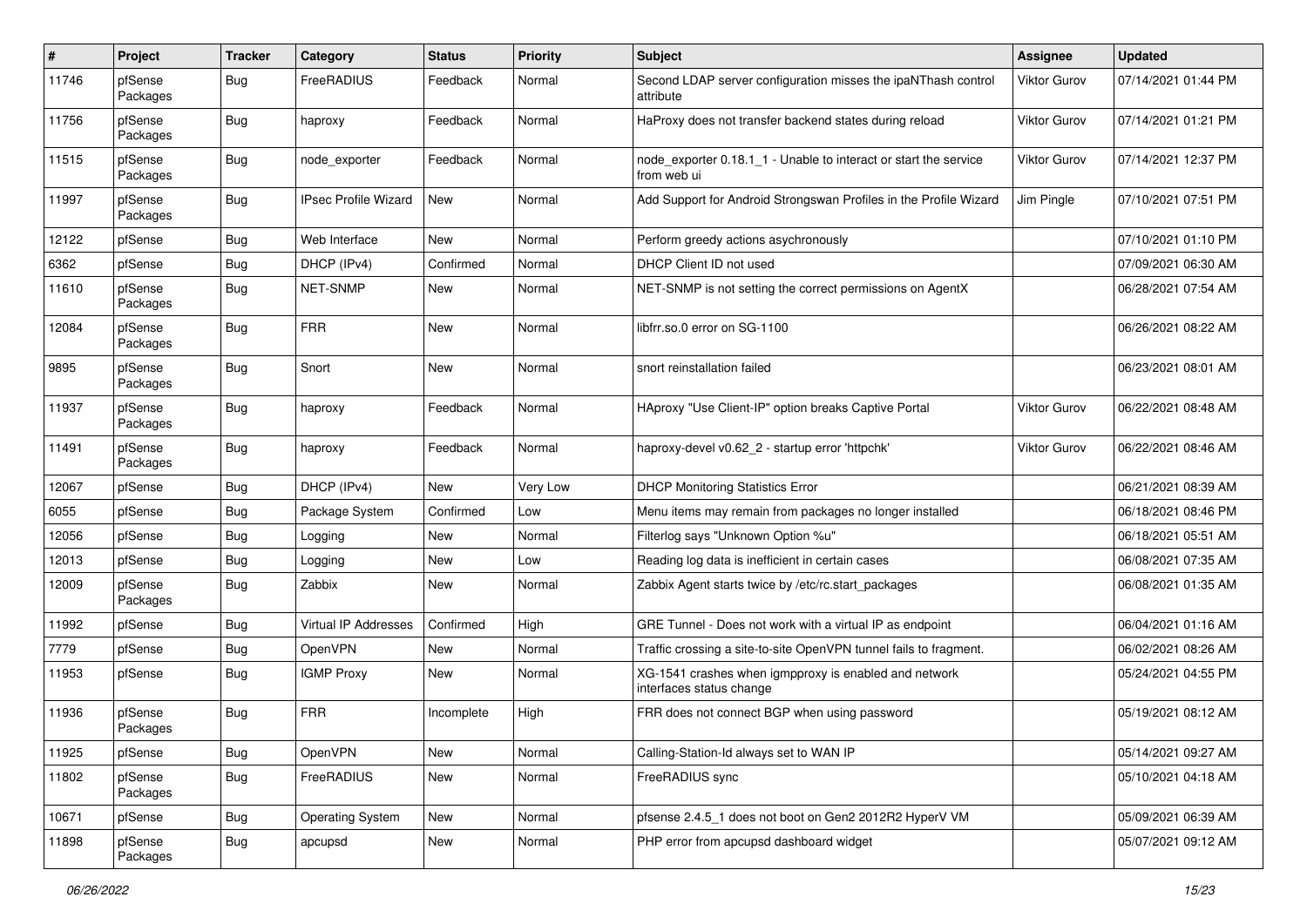| # | Project | Tracker | Category | Status | Priority | Subject | Assignee | Updated |
|---|---|---|---|---|---|---|---|---|
| 11746 | pfSense Packages | Bug | FreeRADIUS | Feedback | Normal | Second LDAP server configuration misses the ipaNThash control attribute | Viktor Gurov | 07/14/2021 01:44 PM |
| 11756 | pfSense Packages | Bug | haproxy | Feedback | Normal | HaProxy does not transfer backend states during reload | Viktor Gurov | 07/14/2021 01:21 PM |
| 11515 | pfSense Packages | Bug | node_exporter | Feedback | Normal | node_exporter 0.18.1_1 - Unable to interact or start the service from web ui | Viktor Gurov | 07/14/2021 12:37 PM |
| 11997 | pfSense Packages | Bug | IPsec Profile Wizard | New | Normal | Add Support for Android Strongswan Profiles in the Profile Wizard | Jim Pingle | 07/10/2021 07:51 PM |
| 12122 | pfSense | Bug | Web Interface | New | Normal | Perform greedy actions asychronously | | 07/10/2021 01:10 PM |
| 6362 | pfSense | Bug | DHCP (IPv4) | Confirmed | Normal | DHCP Client ID not used | | 07/09/2021 06:30 AM |
| 11610 | pfSense Packages | Bug | NET-SNMP | New | Normal | NET-SNMP is not setting the correct permissions on AgentX | | 06/28/2021 07:54 AM |
| 12084 | pfSense Packages | Bug | FRR | New | Normal | libfrr.so.0 error on SG-1100 | | 06/26/2021 08:22 AM |
| 9895 | pfSense Packages | Bug | Snort | New | Normal | snort reinstallation failed | | 06/23/2021 08:01 AM |
| 11937 | pfSense Packages | Bug | haproxy | Feedback | Normal | HAproxy "Use Client-IP" option breaks Captive Portal | Viktor Gurov | 06/22/2021 08:48 AM |
| 11491 | pfSense Packages | Bug | haproxy | Feedback | Normal | haproxy-devel v0.62_2 - startup error 'httpchk' | Viktor Gurov | 06/22/2021 08:46 AM |
| 12067 | pfSense | Bug | DHCP (IPv4) | New | Very Low | DHCP Monitoring Statistics Error | | 06/21/2021 08:39 AM |
| 6055 | pfSense | Bug | Package System | Confirmed | Low | Menu items may remain from packages no longer installed | | 06/18/2021 08:46 PM |
| 12056 | pfSense | Bug | Logging | New | Normal | Filterlog says "Unknown Option %u" | | 06/18/2021 05:51 AM |
| 12013 | pfSense | Bug | Logging | New | Low | Reading log data is inefficient in certain cases | | 06/08/2021 07:35 AM |
| 12009 | pfSense Packages | Bug | Zabbix | New | Normal | Zabbix Agent starts twice by /etc/rc.start_packages | | 06/08/2021 01:35 AM |
| 11992 | pfSense | Bug | Virtual IP Addresses | Confirmed | High | GRE Tunnel - Does not work with a virtual IP as endpoint | | 06/04/2021 01:16 AM |
| 7779 | pfSense | Bug | OpenVPN | New | Normal | Traffic crossing a site-to-site OpenVPN tunnel fails to fragment. | | 06/02/2021 08:26 AM |
| 11953 | pfSense | Bug | IGMP Proxy | New | Normal | XG-1541 crashes when igmpproxy is enabled and network interfaces status change | | 05/24/2021 04:55 PM |
| 11936 | pfSense Packages | Bug | FRR | Incomplete | High | FRR does not connect BGP when using password | | 05/19/2021 08:12 AM |
| 11925 | pfSense | Bug | OpenVPN | New | Normal | Calling-Station-Id always set to WAN IP | | 05/14/2021 09:27 AM |
| 11802 | pfSense Packages | Bug | FreeRADIUS | New | Normal | FreeRADIUS sync | | 05/10/2021 04:18 AM |
| 10671 | pfSense | Bug | Operating System | New | Normal | pfsense 2.4.5_1 does not boot on Gen2 2012R2 HyperV VM | | 05/09/2021 06:39 AM |
| 11898 | pfSense Packages | Bug | apcupsd | New | Normal | PHP error from apcupsd dashboard widget | | 05/07/2021 09:12 AM |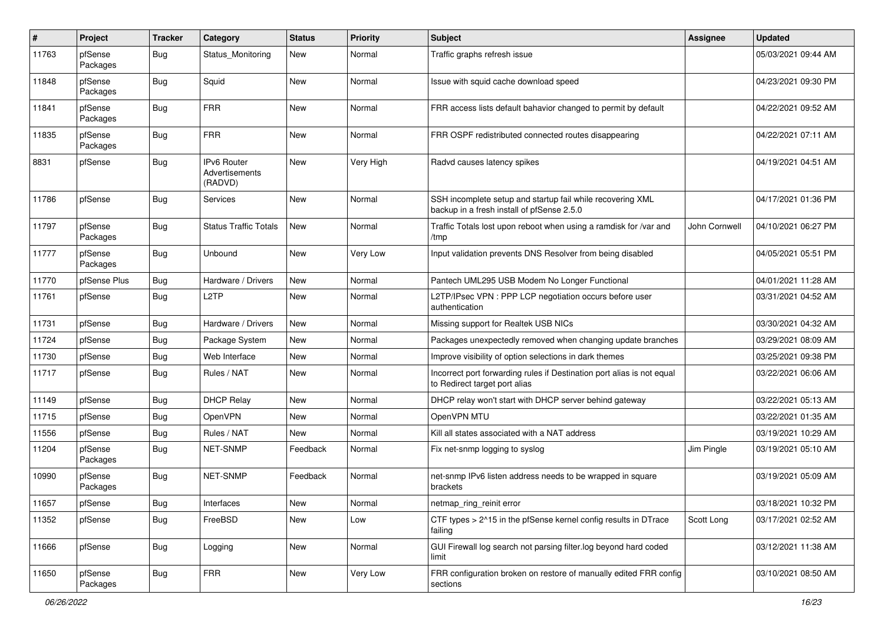| # | Project | Tracker | Category | Status | Priority | Subject | Assignee | Updated |
|---|---|---|---|---|---|---|---|---|
| 11763 | pfSense Packages | Bug | Status_Monitoring | New | Normal | Traffic graphs refresh issue | | 05/03/2021 09:44 AM |
| 11848 | pfSense Packages | Bug | Squid | New | Normal | Issue with squid cache download speed | | 04/23/2021 09:30 PM |
| 11841 | pfSense Packages | Bug | FRR | New | Normal | FRR access lists default bahavior changed to permit by default | | 04/22/2021 09:52 AM |
| 11835 | pfSense Packages | Bug | FRR | New | Normal | FRR OSPF redistributed connected routes disappearing | | 04/22/2021 07:11 AM |
| 8831 | pfSense | Bug | IPv6 Router Advertisements (RADVD) | New | Very High | Radvd causes latency spikes | | 04/19/2021 04:51 AM |
| 11786 | pfSense | Bug | Services | New | Normal | SSH incomplete setup and startup fail while recovering XML backup in a fresh install of pfSense 2.5.0 | | 04/17/2021 01:36 PM |
| 11797 | pfSense Packages | Bug | Status Traffic Totals | New | Normal | Traffic Totals lost upon reboot when using a ramdisk for /var and /tmp | John Cornwell | 04/10/2021 06:27 PM |
| 11777 | pfSense Packages | Bug | Unbound | New | Very Low | Input validation prevents DNS Resolver from being disabled | | 04/05/2021 05:51 PM |
| 11770 | pfSense Plus | Bug | Hardware / Drivers | New | Normal | Pantech UML295 USB Modem No Longer Functional | | 04/01/2021 11:28 AM |
| 11761 | pfSense | Bug | L2TP | New | Normal | L2TP/IPsec VPN : PPP LCP negotiation occurs before user authentication | | 03/31/2021 04:52 AM |
| 11731 | pfSense | Bug | Hardware / Drivers | New | Normal | Missing support for Realtek USB NICs | | 03/30/2021 04:32 AM |
| 11724 | pfSense | Bug | Package System | New | Normal | Packages unexpectedly removed when changing update branches | | 03/29/2021 08:09 AM |
| 11730 | pfSense | Bug | Web Interface | New | Normal | Improve visibility of option selections in dark themes | | 03/25/2021 09:38 PM |
| 11717 | pfSense | Bug | Rules / NAT | New | Normal | Incorrect port forwarding rules if Destination port alias is not equal to Redirect target port alias | | 03/22/2021 06:06 AM |
| 11149 | pfSense | Bug | DHCP Relay | New | Normal | DHCP relay won't start with DHCP server behind gateway | | 03/22/2021 05:13 AM |
| 11715 | pfSense | Bug | OpenVPN | New | Normal | OpenVPN MTU | | 03/22/2021 01:35 AM |
| 11556 | pfSense | Bug | Rules / NAT | New | Normal | Kill all states associated with a NAT address | | 03/19/2021 10:29 AM |
| 11204 | pfSense Packages | Bug | NET-SNMP | Feedback | Normal | Fix net-snmp logging to syslog | Jim Pingle | 03/19/2021 05:10 AM |
| 10990 | pfSense Packages | Bug | NET-SNMP | Feedback | Normal | net-snmp IPv6 listen address needs to be wrapped in square brackets | | 03/19/2021 05:09 AM |
| 11657 | pfSense | Bug | Interfaces | New | Normal | netmap_ring_reinit error | | 03/18/2021 10:32 PM |
| 11352 | pfSense | Bug | FreeBSD | New | Low | CTF types > 2^15 in the pfSense kernel config results in DTrace failing | Scott Long | 03/17/2021 02:52 AM |
| 11666 | pfSense | Bug | Logging | New | Normal | GUI Firewall log search not parsing filter.log beyond hard coded limit | | 03/12/2021 11:38 AM |
| 11650 | pfSense Packages | Bug | FRR | New | Very Low | FRR configuration broken on restore of manually edited FRR config sections | | 03/10/2021 08:50 AM |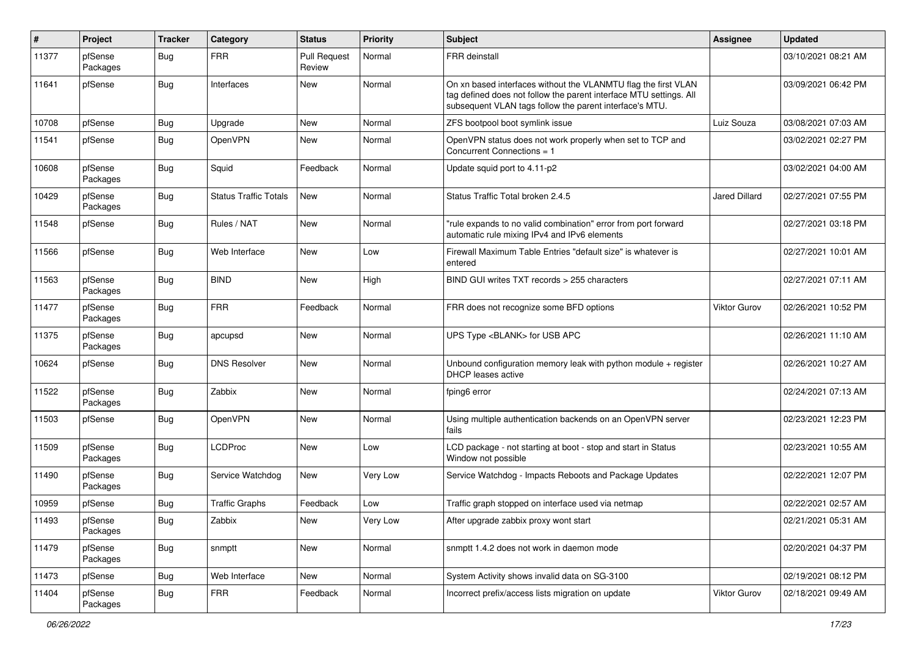| # | Project | Tracker | Category | Status | Priority | Subject | Assignee | Updated |
|---|---|---|---|---|---|---|---|---|
| 11377 | pfSense Packages | Bug | FRR | Pull Request Review | Normal | FRR deinstall | | 03/10/2021 08:21 AM |
| 11641 | pfSense | Bug | Interfaces | New | Normal | On xn based interfaces without the VLANMTU flag the first VLAN tag defined does not follow the parent interface MTU settings. All subsequent VLAN tags follow the parent interface's MTU. | | 03/09/2021 06:42 PM |
| 10708 | pfSense | Bug | Upgrade | New | Normal | ZFS bootpool boot symlink issue | Luiz Souza | 03/08/2021 07:03 AM |
| 11541 | pfSense | Bug | OpenVPN | New | Normal | OpenVPN status does not work properly when set to TCP and Concurrent Connections = 1 | | 03/02/2021 02:27 PM |
| 10608 | pfSense Packages | Bug | Squid | Feedback | Normal | Update squid port to 4.11-p2 | | 03/02/2021 04:00 AM |
| 10429 | pfSense Packages | Bug | Status Traffic Totals | New | Normal | Status Traffic Total broken 2.4.5 | Jared Dillard | 02/27/2021 07:55 PM |
| 11548 | pfSense | Bug | Rules / NAT | New | Normal | "rule expands to no valid combination" error from port forward automatic rule mixing IPv4 and IPv6 elements | | 02/27/2021 03:18 PM |
| 11566 | pfSense | Bug | Web Interface | New | Low | Firewall Maximum Table Entries "default size" is whatever is entered | | 02/27/2021 10:01 AM |
| 11563 | pfSense Packages | Bug | BIND | New | High | BIND GUI writes TXT records > 255 characters | | 02/27/2021 07:11 AM |
| 11477 | pfSense Packages | Bug | FRR | Feedback | Normal | FRR does not recognize some BFD options | Viktor Gurov | 02/26/2021 10:52 PM |
| 11375 | pfSense Packages | Bug | apcupsd | New | Normal | UPS Type <BLANK> for USB APC | | 02/26/2021 11:10 AM |
| 10624 | pfSense | Bug | DNS Resolver | New | Normal | Unbound configuration memory leak with python module + register DHCP leases active | | 02/26/2021 10:27 AM |
| 11522 | pfSense Packages | Bug | Zabbix | New | Normal | fping6 error | | 02/24/2021 07:13 AM |
| 11503 | pfSense | Bug | OpenVPN | New | Normal | Using multiple authentication backends on an OpenVPN server fails | | 02/23/2021 12:23 PM |
| 11509 | pfSense Packages | Bug | LCDProc | New | Low | LCD package - not starting at boot - stop and start in Status Window not possible | | 02/23/2021 10:55 AM |
| 11490 | pfSense Packages | Bug | Service Watchdog | New | Very Low | Service Watchdog - Impacts Reboots and Package Updates | | 02/22/2021 12:07 PM |
| 10959 | pfSense | Bug | Traffic Graphs | Feedback | Low | Traffic graph stopped on interface used via netmap | | 02/22/2021 02:57 AM |
| 11493 | pfSense Packages | Bug | Zabbix | New | Very Low | After upgrade zabbix proxy wont start | | 02/21/2021 05:31 AM |
| 11479 | pfSense Packages | Bug | snmptt | New | Normal | snmptt 1.4.2 does not work in daemon mode | | 02/20/2021 04:37 PM |
| 11473 | pfSense | Bug | Web Interface | New | Normal | System Activity shows invalid data on SG-3100 | | 02/19/2021 08:12 PM |
| 11404 | pfSense Packages | Bug | FRR | Feedback | Normal | Incorrect prefix/access lists migration on update | Viktor Gurov | 02/18/2021 09:49 AM |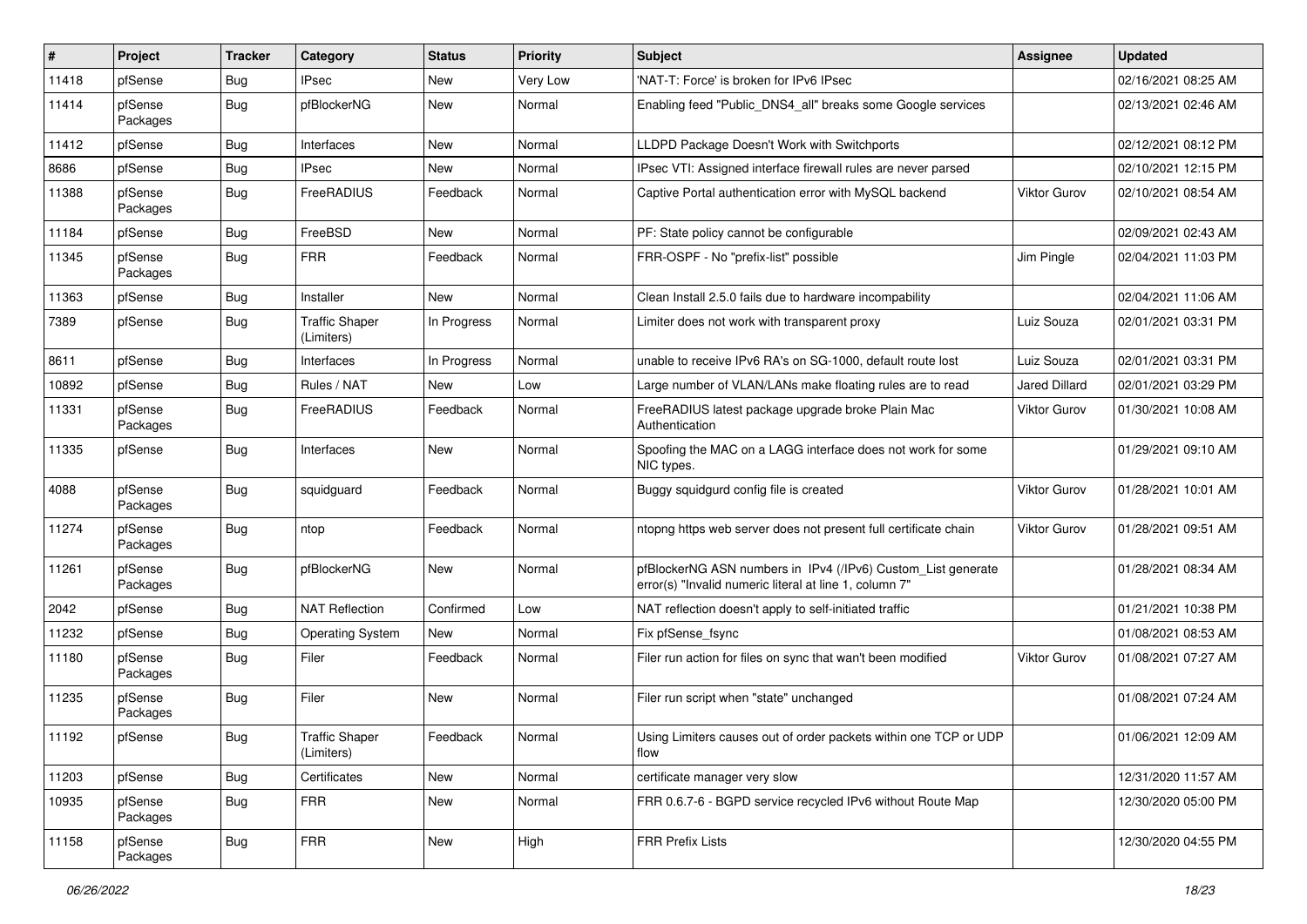| # | Project | Tracker | Category | Status | Priority | Subject | Assignee | Updated |
|---|---|---|---|---|---|---|---|---|
| 11418 | pfSense | Bug | IPsec | New | Very Low | 'NAT-T: Force' is broken for IPv6 IPsec | | 02/16/2021 08:25 AM |
| 11414 | pfSense Packages | Bug | pfBlockerNG | New | Normal | Enabling feed "Public_DNS4_all" breaks some Google services | | 02/13/2021 02:46 AM |
| 11412 | pfSense | Bug | Interfaces | New | Normal | LLDPD Package Doesn't Work with Switchports | | 02/12/2021 08:12 PM |
| 8686 | pfSense | Bug | IPsec | New | Normal | IPsec VTI: Assigned interface firewall rules are never parsed | | 02/10/2021 12:15 PM |
| 11388 | pfSense Packages | Bug | FreeRADIUS | Feedback | Normal | Captive Portal authentication error with MySQL backend | Viktor Gurov | 02/10/2021 08:54 AM |
| 11184 | pfSense | Bug | FreeBSD | New | Normal | PF: State policy cannot be configurable | | 02/09/2021 02:43 AM |
| 11345 | pfSense Packages | Bug | FRR | Feedback | Normal | FRR-OSPF - No "prefix-list" possible | Jim Pingle | 02/04/2021 11:03 PM |
| 11363 | pfSense | Bug | Installer | New | Normal | Clean Install 2.5.0 fails due to hardware incompability | | 02/04/2021 11:06 AM |
| 7389 | pfSense | Bug | Traffic Shaper (Limiters) | In Progress | Normal | Limiter does not work with transparent proxy | Luiz Souza | 02/01/2021 03:31 PM |
| 8611 | pfSense | Bug | Interfaces | In Progress | Normal | unable to receive IPv6 RA's on SG-1000, default route lost | Luiz Souza | 02/01/2021 03:31 PM |
| 10892 | pfSense | Bug | Rules / NAT | New | Low | Large number of VLAN/LANs make floating rules are to read | Jared Dillard | 02/01/2021 03:29 PM |
| 11331 | pfSense Packages | Bug | FreeRADIUS | Feedback | Normal | FreeRADIUS latest package upgrade broke Plain Mac Authentication | Viktor Gurov | 01/30/2021 10:08 AM |
| 11335 | pfSense | Bug | Interfaces | New | Normal | Spoofing the MAC on a LAGG interface does not work for some NIC types. | | 01/29/2021 09:10 AM |
| 4088 | pfSense Packages | Bug | squidguard | Feedback | Normal | Buggy squidgurd config file is created | Viktor Gurov | 01/28/2021 10:01 AM |
| 11274 | pfSense Packages | Bug | ntop | Feedback | Normal | ntopng https web server does not present full certificate chain | Viktor Gurov | 01/28/2021 09:51 AM |
| 11261 | pfSense Packages | Bug | pfBlockerNG | New | Normal | pfBlockerNG ASN numbers in IPv4 (/IPv6) Custom_List generate error(s) "Invalid numeric literal at line 1, column 7" | | 01/28/2021 08:34 AM |
| 2042 | pfSense | Bug | NAT Reflection | Confirmed | Low | NAT reflection doesn't apply to self-initiated traffic | | 01/21/2021 10:38 PM |
| 11232 | pfSense | Bug | Operating System | New | Normal | Fix pfSense_fsync | | 01/08/2021 08:53 AM |
| 11180 | pfSense Packages | Bug | Filer | Feedback | Normal | Filer run action for files on sync that wan't been modified | Viktor Gurov | 01/08/2021 07:27 AM |
| 11235 | pfSense Packages | Bug | Filer | New | Normal | Filer run script when "state" unchanged | | 01/08/2021 07:24 AM |
| 11192 | pfSense | Bug | Traffic Shaper (Limiters) | Feedback | Normal | Using Limiters causes out of order packets within one TCP or UDP flow | | 01/06/2021 12:09 AM |
| 11203 | pfSense | Bug | Certificates | New | Normal | certificate manager very slow | | 12/31/2020 11:57 AM |
| 10935 | pfSense Packages | Bug | FRR | New | Normal | FRR 0.6.7-6 - BGPD service recycled IPv6 without Route Map | | 12/30/2020 05:00 PM |
| 11158 | pfSense Packages | Bug | FRR | New | High | FRR Prefix Lists | | 12/30/2020 04:55 PM |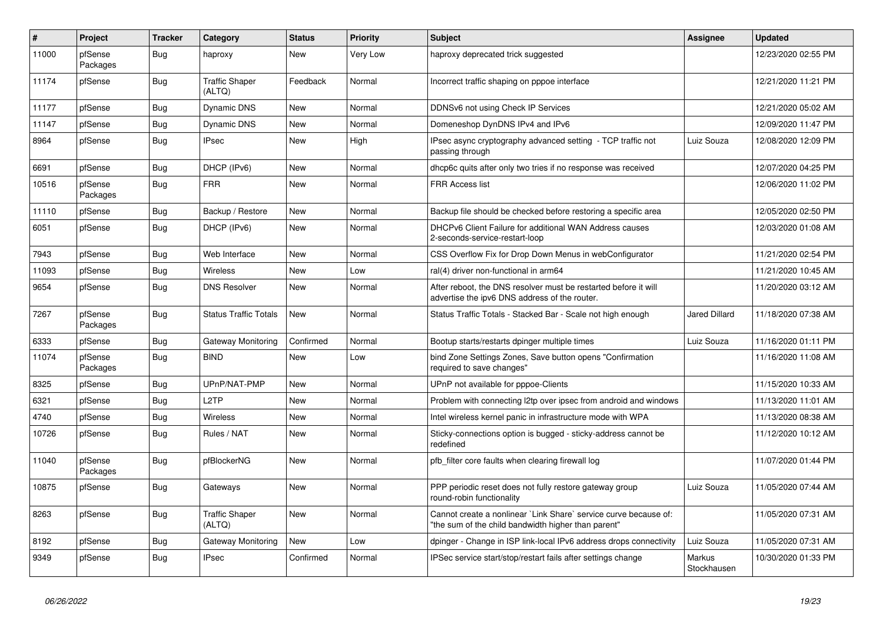| # | Project | Tracker | Category | Status | Priority | Subject | Assignee | Updated |
|---|---|---|---|---|---|---|---|---|
| 11000 | pfSense Packages | Bug | haproxy | New | Very Low | haproxy deprecated trick suggested | | 12/23/2020 02:55 PM |
| 11174 | pfSense | Bug | Traffic Shaper (ALTQ) | Feedback | Normal | Incorrect traffic shaping on pppoe interface | | 12/21/2020 11:21 PM |
| 11177 | pfSense | Bug | Dynamic DNS | New | Normal | DDNSv6 not using Check IP Services | | 12/21/2020 05:02 AM |
| 11147 | pfSense | Bug | Dynamic DNS | New | Normal | Domeneshop DynDNS IPv4 and IPv6 | | 12/09/2020 11:47 PM |
| 8964 | pfSense | Bug | IPsec | New | High | IPsec async cryptography advanced setting - TCP traffic not passing through | Luiz Souza | 12/08/2020 12:09 PM |
| 6691 | pfSense | Bug | DHCP (IPv6) | New | Normal | dhcp6c quits after only two tries if no response was received | | 12/07/2020 04:25 PM |
| 10516 | pfSense Packages | Bug | FRR | New | Normal | FRR Access list | | 12/06/2020 11:02 PM |
| 11110 | pfSense | Bug | Backup / Restore | New | Normal | Backup file should be checked before restoring a specific area | | 12/05/2020 02:50 PM |
| 6051 | pfSense | Bug | DHCP (IPv6) | New | Normal | DHCPv6 Client Failure for additional WAN Address causes 2-seconds-service-restart-loop | | 12/03/2020 01:08 AM |
| 7943 | pfSense | Bug | Web Interface | New | Normal | CSS Overflow Fix for Drop Down Menus in webConfigurator | | 11/21/2020 02:54 PM |
| 11093 | pfSense | Bug | Wireless | New | Low | ral(4) driver non-functional in arm64 | | 11/21/2020 10:45 AM |
| 9654 | pfSense | Bug | DNS Resolver | New | Normal | After reboot, the DNS resolver must be restarted before it will advertise the ipv6 DNS address of the router. | | 11/20/2020 03:12 AM |
| 7267 | pfSense Packages | Bug | Status Traffic Totals | New | Normal | Status Traffic Totals - Stacked Bar - Scale not high enough | Jared Dillard | 11/18/2020 07:38 AM |
| 6333 | pfSense | Bug | Gateway Monitoring | Confirmed | Normal | Bootup starts/restarts dpinger multiple times | Luiz Souza | 11/16/2020 01:11 PM |
| 11074 | pfSense Packages | Bug | BIND | New | Low | bind Zone Settings Zones, Save button opens "Confirmation required to save changes" | | 11/16/2020 11:08 AM |
| 8325 | pfSense | Bug | UPnP/NAT-PMP | New | Normal | UPnP not available for pppoe-Clients | | 11/15/2020 10:33 AM |
| 6321 | pfSense | Bug | L2TP | New | Normal | Problem with connecting l2tp over ipsec from android and windows | | 11/13/2020 11:01 AM |
| 4740 | pfSense | Bug | Wireless | New | Normal | Intel wireless kernel panic in infrastructure mode with WPA | | 11/13/2020 08:38 AM |
| 10726 | pfSense | Bug | Rules / NAT | New | Normal | Sticky-connections option is bugged - sticky-address cannot be redefined | | 11/12/2020 10:12 AM |
| 11040 | pfSense Packages | Bug | pfBlockerNG | New | Normal | pfb_filter core faults when clearing firewall log | | 11/07/2020 01:44 PM |
| 10875 | pfSense | Bug | Gateways | New | Normal | PPP periodic reset does not fully restore gateway group round-robin functionality | Luiz Souza | 11/05/2020 07:44 AM |
| 8263 | pfSense | Bug | Traffic Shaper (ALTQ) | New | Normal | Cannot create a nonlinear `Link Share` service curve because of: "the sum of the child bandwidth higher than parent" | | 11/05/2020 07:31 AM |
| 8192 | pfSense | Bug | Gateway Monitoring | New | Low | dpinger - Change in ISP link-local IPv6 address drops connectivity | Luiz Souza | 11/05/2020 07:31 AM |
| 9349 | pfSense | Bug | IPsec | Confirmed | Normal | IPSec service start/stop/restart fails after settings change | Markus Stockhausen | 10/30/2020 01:33 PM |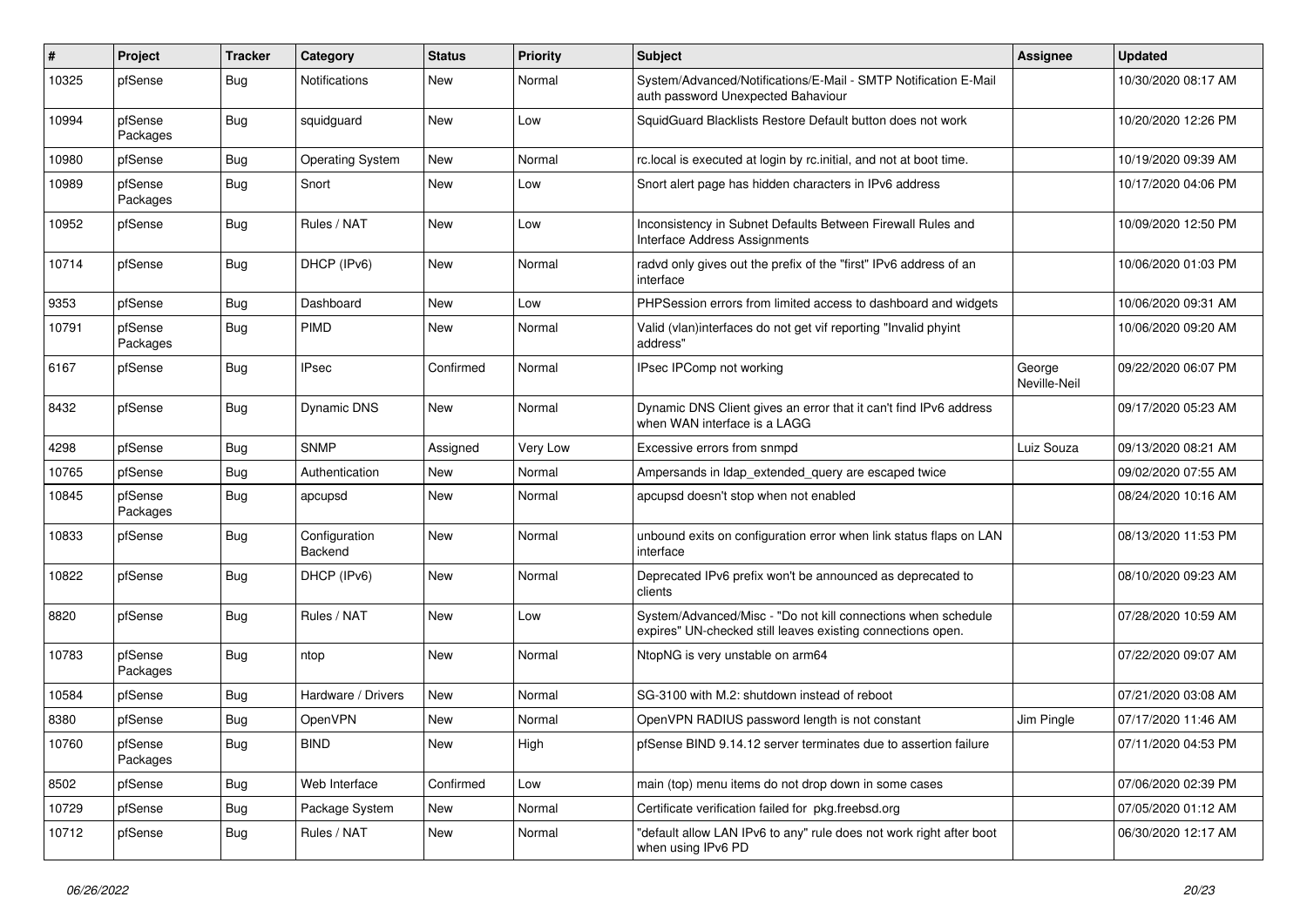| # | Project | Tracker | Category | Status | Priority | Subject | Assignee | Updated |
|---|---|---|---|---|---|---|---|---|
| 10325 | pfSense | Bug | Notifications | New | Normal | System/Advanced/Notifications/E-Mail - SMTP Notification E-Mail auth password Unexpected Bahaviour | | 10/30/2020 08:17 AM |
| 10994 | pfSense Packages | Bug | squidguard | New | Low | SquidGuard Blacklists Restore Default button does not work | | 10/20/2020 12:26 PM |
| 10980 | pfSense | Bug | Operating System | New | Normal | rc.local is executed at login by rc.initial, and not at boot time. | | 10/19/2020 09:39 AM |
| 10989 | pfSense Packages | Bug | Snort | New | Low | Snort alert page has hidden characters in IPv6 address | | 10/17/2020 04:06 PM |
| 10952 | pfSense | Bug | Rules / NAT | New | Low | Inconsistency in Subnet Defaults Between Firewall Rules and Interface Address Assignments | | 10/09/2020 12:50 PM |
| 10714 | pfSense | Bug | DHCP (IPv6) | New | Normal | radvd only gives out the prefix of the "first" IPv6 address of an interface | | 10/06/2020 01:03 PM |
| 9353 | pfSense | Bug | Dashboard | New | Low | PHPSession errors from limited access to dashboard and widgets | | 10/06/2020 09:31 AM |
| 10791 | pfSense Packages | Bug | PIMD | New | Normal | Valid (vlan)interfaces do not get vif reporting "Invalid phyint address" | | 10/06/2020 09:20 AM |
| 6167 | pfSense | Bug | IPsec | Confirmed | Normal | IPsec IPComp not working | George Neville-Neil | 09/22/2020 06:07 PM |
| 8432 | pfSense | Bug | Dynamic DNS | New | Normal | Dynamic DNS Client gives an error that it can't find IPv6 address when WAN interface is a LAGG | | 09/17/2020 05:23 AM |
| 4298 | pfSense | Bug | SNMP | Assigned | Very Low | Excessive errors from snmpd | Luiz Souza | 09/13/2020 08:21 AM |
| 10765 | pfSense | Bug | Authentication | New | Normal | Ampersands in ldap_extended_query are escaped twice | | 09/02/2020 07:55 AM |
| 10845 | pfSense Packages | Bug | apcupsd | New | Normal | apcupsd doesn't stop when not enabled | | 08/24/2020 10:16 AM |
| 10833 | pfSense | Bug | Configuration Backend | New | Normal | unbound exits on configuration error when link status flaps on LAN interface | | 08/13/2020 11:53 PM |
| 10822 | pfSense | Bug | DHCP (IPv6) | New | Normal | Deprecated IPv6 prefix won't be announced as deprecated to clients | | 08/10/2020 09:23 AM |
| 8820 | pfSense | Bug | Rules / NAT | New | Low | System/Advanced/Misc - "Do not kill connections when schedule expires" UN-checked still leaves existing connections open. | | 07/28/2020 10:59 AM |
| 10783 | pfSense Packages | Bug | ntop | New | Normal | NtopNG is very unstable on arm64 | | 07/22/2020 09:07 AM |
| 10584 | pfSense | Bug | Hardware / Drivers | New | Normal | SG-3100 with M.2: shutdown instead of reboot | | 07/21/2020 03:08 AM |
| 8380 | pfSense | Bug | OpenVPN | New | Normal | OpenVPN RADIUS password length is not constant | Jim Pingle | 07/17/2020 11:46 AM |
| 10760 | pfSense Packages | Bug | BIND | New | High | pfSense BIND 9.14.12 server terminates due to assertion failure | | 07/11/2020 04:53 PM |
| 8502 | pfSense | Bug | Web Interface | Confirmed | Low | main (top) menu items do not drop down in some cases | | 07/06/2020 02:39 PM |
| 10729 | pfSense | Bug | Package System | New | Normal | Certificate verification failed for pkg.freebsd.org | | 07/05/2020 01:12 AM |
| 10712 | pfSense | Bug | Rules / NAT | New | Normal | "default allow LAN IPv6 to any" rule does not work right after boot when using IPv6 PD | | 06/30/2020 12:17 AM |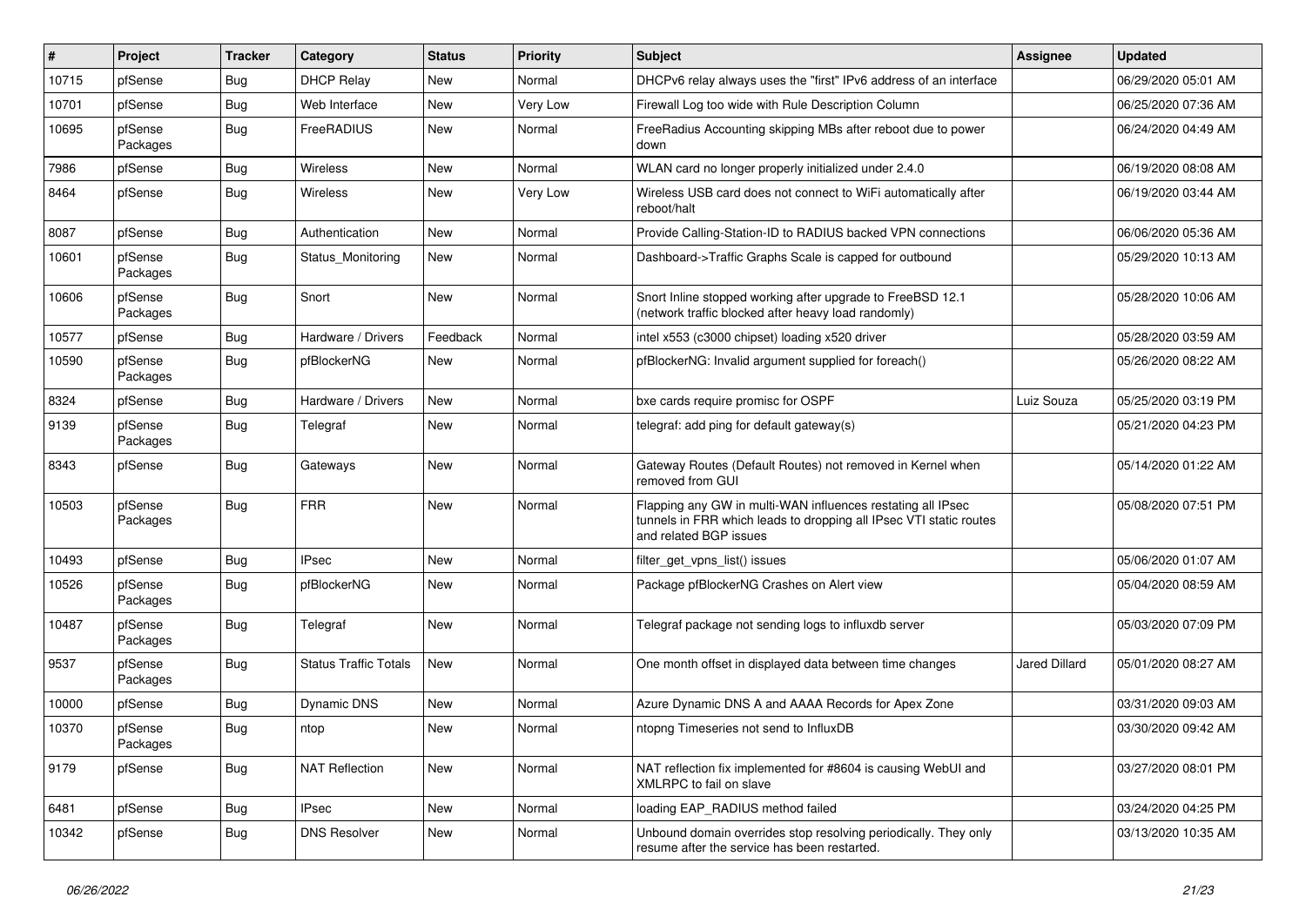| # | Project | Tracker | Category | Status | Priority | Subject | Assignee | Updated |
|---|---|---|---|---|---|---|---|---|
| 10715 | pfSense | Bug | DHCP Relay | New | Normal | DHCPv6 relay always uses the "first" IPv6 address of an interface | | 06/29/2020 05:01 AM |
| 10701 | pfSense | Bug | Web Interface | New | Very Low | Firewall Log too wide with Rule Description Column | | 06/25/2020 07:36 AM |
| 10695 | pfSense Packages | Bug | FreeRADIUS | New | Normal | FreeRadius Accounting skipping MBs after reboot due to power down | | 06/24/2020 04:49 AM |
| 7986 | pfSense | Bug | Wireless | New | Normal | WLAN card no longer properly initialized under 2.4.0 | | 06/19/2020 08:08 AM |
| 8464 | pfSense | Bug | Wireless | New | Very Low | Wireless USB card does not connect to WiFi automatically after reboot/halt | | 06/19/2020 03:44 AM |
| 8087 | pfSense | Bug | Authentication | New | Normal | Provide Calling-Station-ID to RADIUS backed VPN connections | | 06/06/2020 05:36 AM |
| 10601 | pfSense Packages | Bug | Status_Monitoring | New | Normal | Dashboard->Traffic Graphs Scale is capped for outbound | | 05/29/2020 10:13 AM |
| 10606 | pfSense Packages | Bug | Snort | New | Normal | Snort Inline stopped working after upgrade to FreeBSD 12.1 (network traffic blocked after heavy load randomly) | | 05/28/2020 10:06 AM |
| 10577 | pfSense | Bug | Hardware / Drivers | Feedback | Normal | intel x553 (c3000 chipset) loading x520 driver | | 05/28/2020 03:59 AM |
| 10590 | pfSense Packages | Bug | pfBlockerNG | New | Normal | pfBlockerNG: Invalid argument supplied for foreach() | | 05/26/2020 08:22 AM |
| 8324 | pfSense | Bug | Hardware / Drivers | New | Normal | bxe cards require promisc for OSPF | Luiz Souza | 05/25/2020 03:19 PM |
| 9139 | pfSense Packages | Bug | Telegraf | New | Normal | telegraf: add ping for default gateway(s) | | 05/21/2020 04:23 PM |
| 8343 | pfSense | Bug | Gateways | New | Normal | Gateway Routes (Default Routes) not removed in Kernel when removed from GUI | | 05/14/2020 01:22 AM |
| 10503 | pfSense Packages | Bug | FRR | New | Normal | Flapping any GW in multi-WAN influences restating all IPsec tunnels in FRR which leads to dropping all IPsec VTI static routes and related BGP issues | | 05/08/2020 07:51 PM |
| 10493 | pfSense | Bug | IPsec | New | Normal | filter_get_vpns_list() issues | | 05/06/2020 01:07 AM |
| 10526 | pfSense Packages | Bug | pfBlockerNG | New | Normal | Package pfBlockerNG Crashes on Alert view | | 05/04/2020 08:59 AM |
| 10487 | pfSense Packages | Bug | Telegraf | New | Normal | Telegraf package not sending logs to influxdb server | | 05/03/2020 07:09 PM |
| 9537 | pfSense Packages | Bug | Status Traffic Totals | New | Normal | One month offset in displayed data between time changes | Jared Dillard | 05/01/2020 08:27 AM |
| 10000 | pfSense | Bug | Dynamic DNS | New | Normal | Azure Dynamic DNS A and AAAA Records for Apex Zone | | 03/31/2020 09:03 AM |
| 10370 | pfSense Packages | Bug | ntop | New | Normal | ntopng Timeseries not send to InfluxDB | | 03/30/2020 09:42 AM |
| 9179 | pfSense | Bug | NAT Reflection | New | Normal | NAT reflection fix implemented for #8604 is causing WebUI and XMLRPC to fail on slave | | 03/27/2020 08:01 PM |
| 6481 | pfSense | Bug | IPsec | New | Normal | loading EAP_RADIUS method failed | | 03/24/2020 04:25 PM |
| 10342 | pfSense | Bug | DNS Resolver | New | Normal | Unbound domain overrides stop resolving periodically. They only resume after the service has been restarted. | | 03/13/2020 10:35 AM |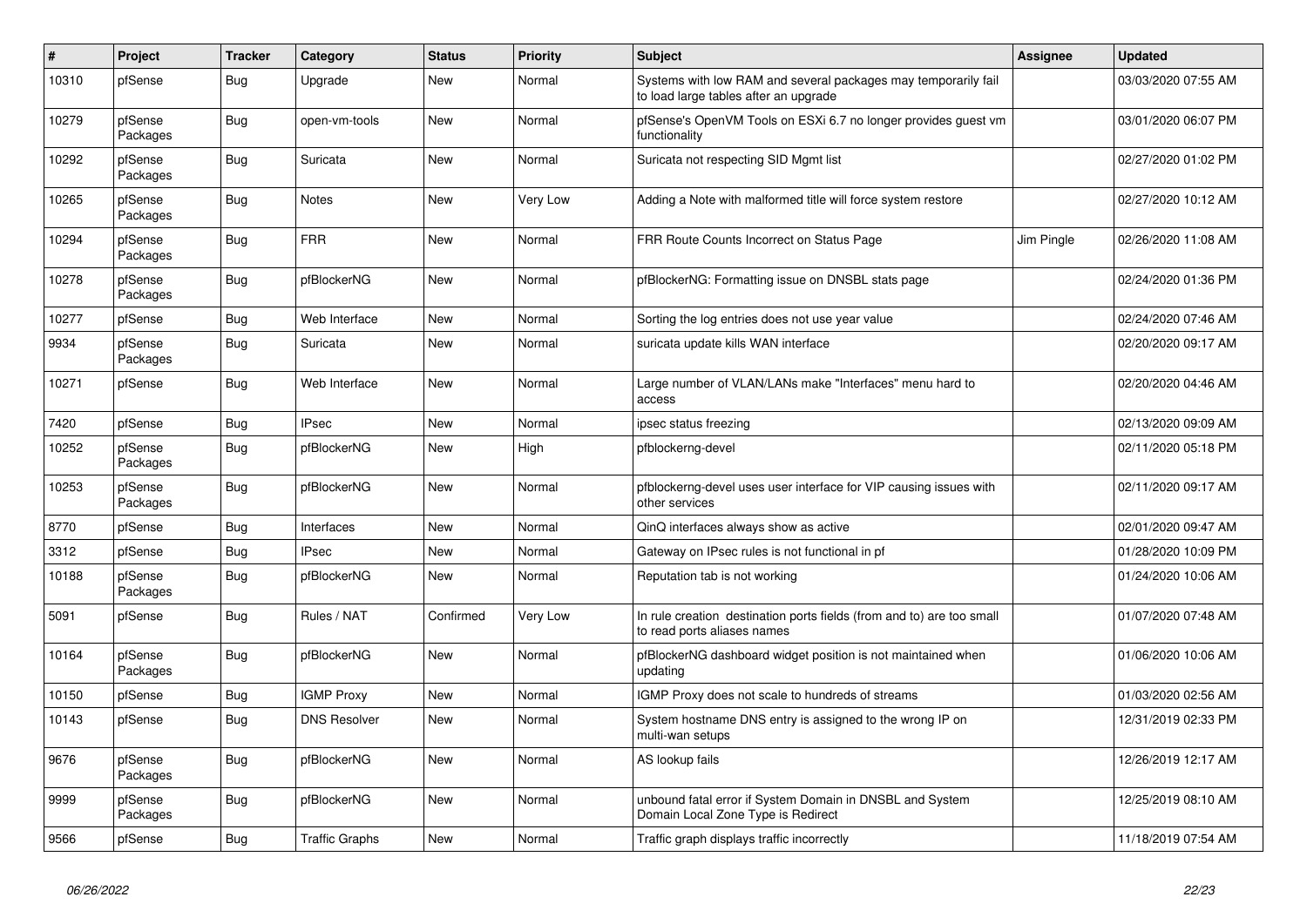| # | Project | Tracker | Category | Status | Priority | Subject | Assignee | Updated |
|---|---|---|---|---|---|---|---|---|
| 10310 | pfSense | Bug | Upgrade | New | Normal | Systems with low RAM and several packages may temporarily fail to load large tables after an upgrade | | 03/03/2020 07:55 AM |
| 10279 | pfSense Packages | Bug | open-vm-tools | New | Normal | pfSense's OpenVM Tools on ESXi 6.7 no longer provides guest vm functionality | | 03/01/2020 06:07 PM |
| 10292 | pfSense Packages | Bug | Suricata | New | Normal | Suricata not respecting SID Mgmt list | | 02/27/2020 01:02 PM |
| 10265 | pfSense Packages | Bug | Notes | New | Very Low | Adding a Note with malformed title will force system restore | | 02/27/2020 10:12 AM |
| 10294 | pfSense Packages | Bug | FRR | New | Normal | FRR Route Counts Incorrect on Status Page | Jim Pingle | 02/26/2020 11:08 AM |
| 10278 | pfSense Packages | Bug | pfBlockerNG | New | Normal | pfBlockerNG: Formatting issue on DNSBL stats page | | 02/24/2020 01:36 PM |
| 10277 | pfSense | Bug | Web Interface | New | Normal | Sorting the log entries does not use year value | | 02/24/2020 07:46 AM |
| 9934 | pfSense Packages | Bug | Suricata | New | Normal | suricata update kills WAN interface | | 02/20/2020 09:17 AM |
| 10271 | pfSense | Bug | Web Interface | New | Normal | Large number of VLAN/LANs make "Interfaces" menu hard to access | | 02/20/2020 04:46 AM |
| 7420 | pfSense | Bug | IPsec | New | Normal | ipsec status freezing | | 02/13/2020 09:09 AM |
| 10252 | pfSense Packages | Bug | pfBlockerNG | New | High | pfblockerng-devel | | 02/11/2020 05:18 PM |
| 10253 | pfSense Packages | Bug | pfBlockerNG | New | Normal | pfblockerng-devel uses user interface for VIP causing issues with other services | | 02/11/2020 09:17 AM |
| 8770 | pfSense | Bug | Interfaces | New | Normal | QinQ interfaces always show as active | | 02/01/2020 09:47 AM |
| 3312 | pfSense | Bug | IPsec | New | Normal | Gateway on IPsec rules is not functional in pf | | 01/28/2020 10:09 PM |
| 10188 | pfSense Packages | Bug | pfBlockerNG | New | Normal | Reputation tab is not working | | 01/24/2020 10:06 AM |
| 5091 | pfSense | Bug | Rules / NAT | Confirmed | Very Low | In rule creation destination ports fields (from and to) are too small to read ports aliases names | | 01/07/2020 07:48 AM |
| 10164 | pfSense Packages | Bug | pfBlockerNG | New | Normal | pfBlockerNG dashboard widget position is not maintained when updating | | 01/06/2020 10:06 AM |
| 10150 | pfSense | Bug | IGMP Proxy | New | Normal | IGMP Proxy does not scale to hundreds of streams | | 01/03/2020 02:56 AM |
| 10143 | pfSense | Bug | DNS Resolver | New | Normal | System hostname DNS entry is assigned to the wrong IP on multi-wan setups | | 12/31/2019 02:33 PM |
| 9676 | pfSense Packages | Bug | pfBlockerNG | New | Normal | AS lookup fails | | 12/26/2019 12:17 AM |
| 9999 | pfSense Packages | Bug | pfBlockerNG | New | Normal | unbound fatal error if System Domain in DNSBL and System Domain Local Zone Type is Redirect | | 12/25/2019 08:10 AM |
| 9566 | pfSense | Bug | Traffic Graphs | New | Normal | Traffic graph displays traffic incorrectly | | 11/18/2019 07:54 AM |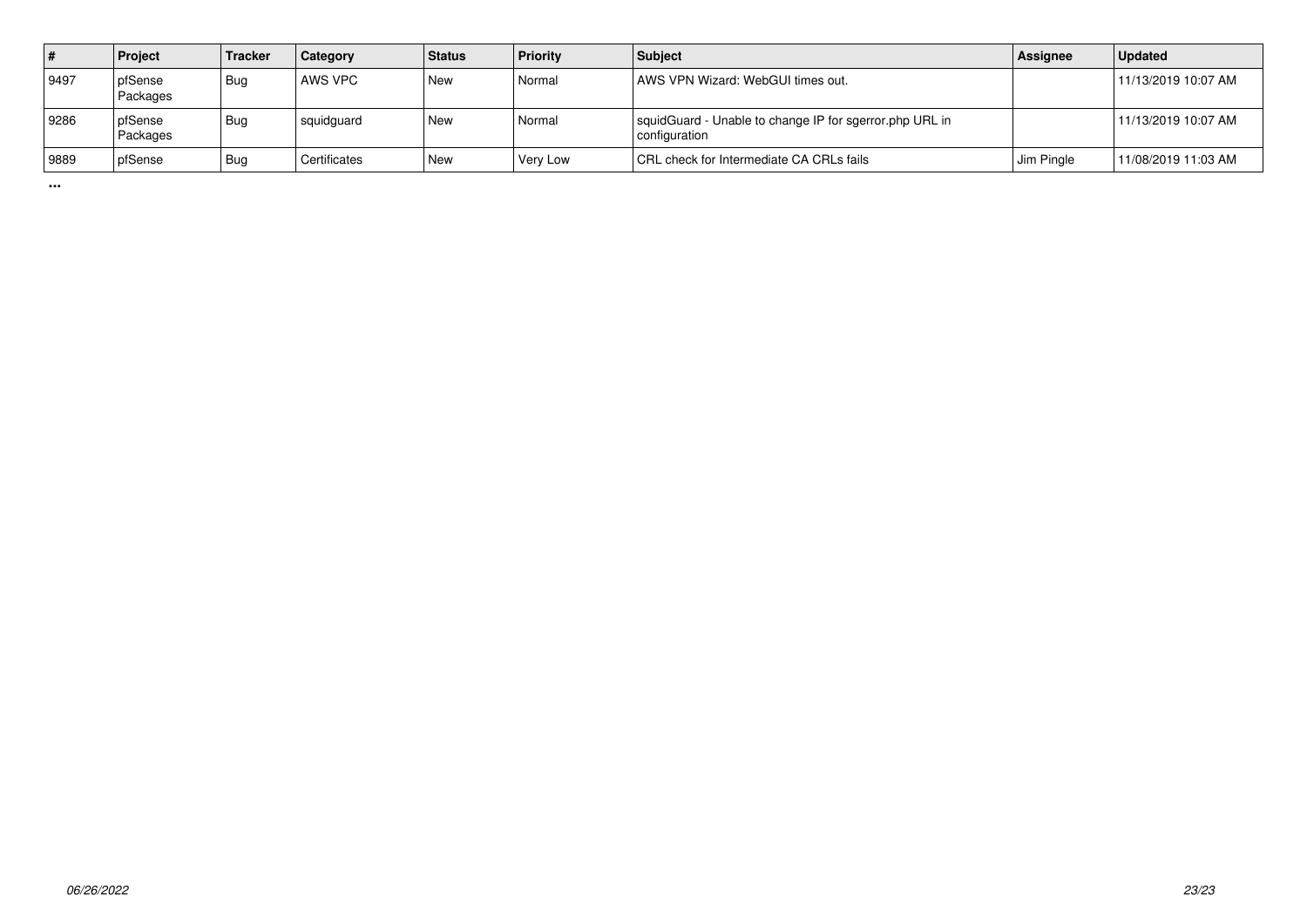| # | Project | Tracker | Category | Status | Priority | Subject | Assignee | Updated |
|---|---|---|---|---|---|---|---|---|
| 9497 | pfSense Packages | Bug | AWS VPC | New | Normal | AWS VPN Wizard: WebGUI times out. | | 11/13/2019 10:07 AM |
| 9286 | pfSense Packages | Bug | squidguard | New | Normal | squidGuard - Unable to change IP for sgerror.php URL in configuration | | 11/13/2019 10:07 AM |
| 9889 | pfSense | Bug | Certificates | New | Very Low | CRL check for Intermediate CA CRLs fails | Jim Pingle | 11/08/2019 11:03 AM |

...